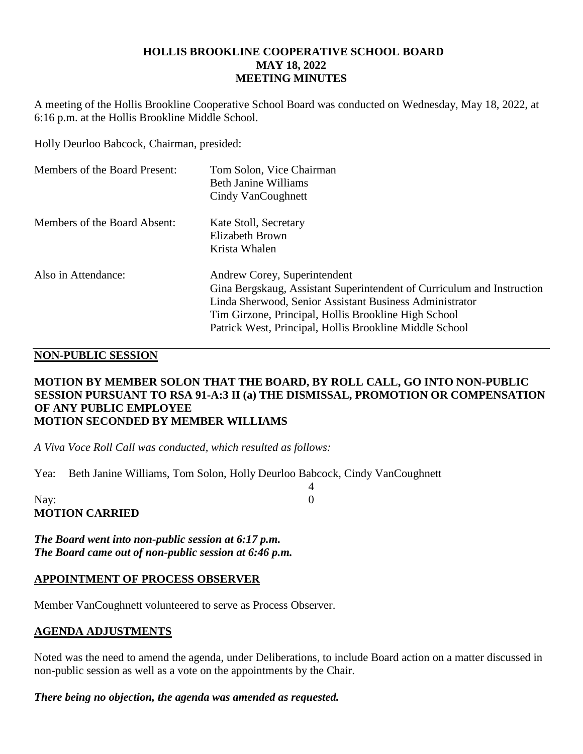# HOLLIS BROOKLINE COOPERATIVE SCHOOL BOARD
## MAY 18, 2022
## MEETING MINUTES

A meeting of the Hollis Brookline Cooperative School Board was conducted on Wednesday, May 18, 2022, at 6:16 p.m. at the Hollis Brookline Middle School.

Holly Deurloo Babcock, Chairman, presided:

| | |
|---|---|
| Members of the Board Present: | Tom Solon, Vice Chairman<br>Beth Janine Williams<br>Cindy VanCoughnett |
| Members of the Board Absent: | Kate Stoll, Secretary<br>Elizabeth Brown<br>Krista Whalen |
| Also in Attendance: | Andrew Corey, Superintendent<br>Gina Bergskaug, Assistant Superintendent of Curriculum and Instruction<br>Linda Sherwood, Senior Assistant Business Administrator<br>Tim Girzone, Principal, Hollis Brookline High School<br>Patrick West, Principal, Hollis Brookline Middle School |

## NON-PUBLIC SESSION

**MOTION BY MEMBER SOLON THAT THE BOARD, BY ROLL CALL, GO INTO NON-PUBLIC SESSION PURSUANT TO RSA 91-A:3 II (a) THE DISMISSAL, PROMOTION OR COMPENSATION OF ANY PUBLIC EMPLOYEE**
**MOTION SECONDED BY MEMBER WILLIAMS**

*A Viva Voce Roll Call was conducted, which resulted as follows:*

Yea: Beth Janine Williams, Tom Solon, Holly Deurloo Babcock, Cindy VanCoughnett 4
Nay: 0

**MOTION CARRIED**

***The Board went into non-public session at 6:17 p.m.***
***The Board came out of non-public session at 6:46 p.m.***

## APPOINTMENT OF PROCESS OBSERVER

Member VanCoughnett volunteered to serve as Process Observer.

## AGENDA ADJUSTMENTS

Noted was the need to amend the agenda, under Deliberations, to include Board action on a matter discussed in non-public session as well as a vote on the appointments by the Chair.

***There being no objection, the agenda was amended as requested.***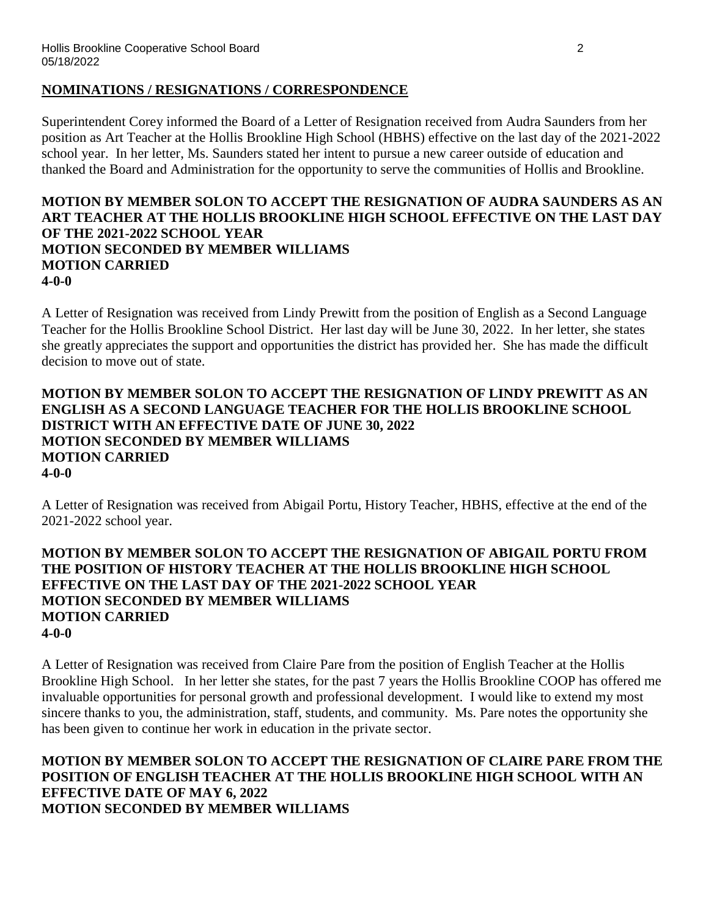## NOMINATIONS / RESIGNATIONS / CORRESPONDENCE

Superintendent Corey informed the Board of a Letter of Resignation received from Audra Saunders from her position as Art Teacher at the Hollis Brookline High School (HBHS) effective on the last day of the 2021-2022 school year. In her letter, Ms. Saunders stated her intent to pursue a new career outside of education and thanked the Board and Administration for the opportunity to serve the communities of Hollis and Brookline.

**MOTION BY MEMBER SOLON TO ACCEPT THE RESIGNATION OF AUDRA SAUNDERS AS AN ART TEACHER AT THE HOLLIS BROOKLINE HIGH SCHOOL EFFECTIVE ON THE LAST DAY OF THE 2021-2022 SCHOOL YEAR**
**MOTION SECONDED BY MEMBER WILLIAMS**
**MOTION CARRIED**
**4-0-0**

A Letter of Resignation was received from Lindy Prewitt from the position of English as a Second Language Teacher for the Hollis Brookline School District. Her last day will be June 30, 2022. In her letter, she states she greatly appreciates the support and opportunities the district has provided her. She has made the difficult decision to move out of state.

**MOTION BY MEMBER SOLON TO ACCEPT THE RESIGNATION OF LINDY PREWITT AS AN ENGLISH AS A SECOND LANGUAGE TEACHER FOR THE HOLLIS BROOKLINE SCHOOL DISTRICT WITH AN EFFECTIVE DATE OF JUNE 30, 2022**
**MOTION SECONDED BY MEMBER WILLIAMS**
**MOTION CARRIED**
**4-0-0**

A Letter of Resignation was received from Abigail Portu, History Teacher, HBHS, effective at the end of the 2021-2022 school year.

**MOTION BY MEMBER SOLON TO ACCEPT THE RESIGNATION OF ABIGAIL PORTU FROM THE POSITION OF HISTORY TEACHER AT THE HOLLIS BROOKLINE HIGH SCHOOL EFFECTIVE ON THE LAST DAY OF THE 2021-2022 SCHOOL YEAR**
**MOTION SECONDED BY MEMBER WILLIAMS**
**MOTION CARRIED**
**4-0-0**

A Letter of Resignation was received from Claire Pare from the position of English Teacher at the Hollis Brookline High School. In her letter she states, for the past 7 years the Hollis Brookline COOP has offered me invaluable opportunities for personal growth and professional development. I would like to extend my most sincere thanks to you, the administration, staff, students, and community. Ms. Pare notes the opportunity she has been given to continue her work in education in the private sector.

**MOTION BY MEMBER SOLON TO ACCEPT THE RESIGNATION OF CLAIRE PARE FROM THE POSITION OF ENGLISH TEACHER AT THE HOLLIS BROOKLINE HIGH SCHOOL WITH AN EFFECTIVE DATE OF MAY 6, 2022**
**MOTION SECONDED BY MEMBER WILLIAMS**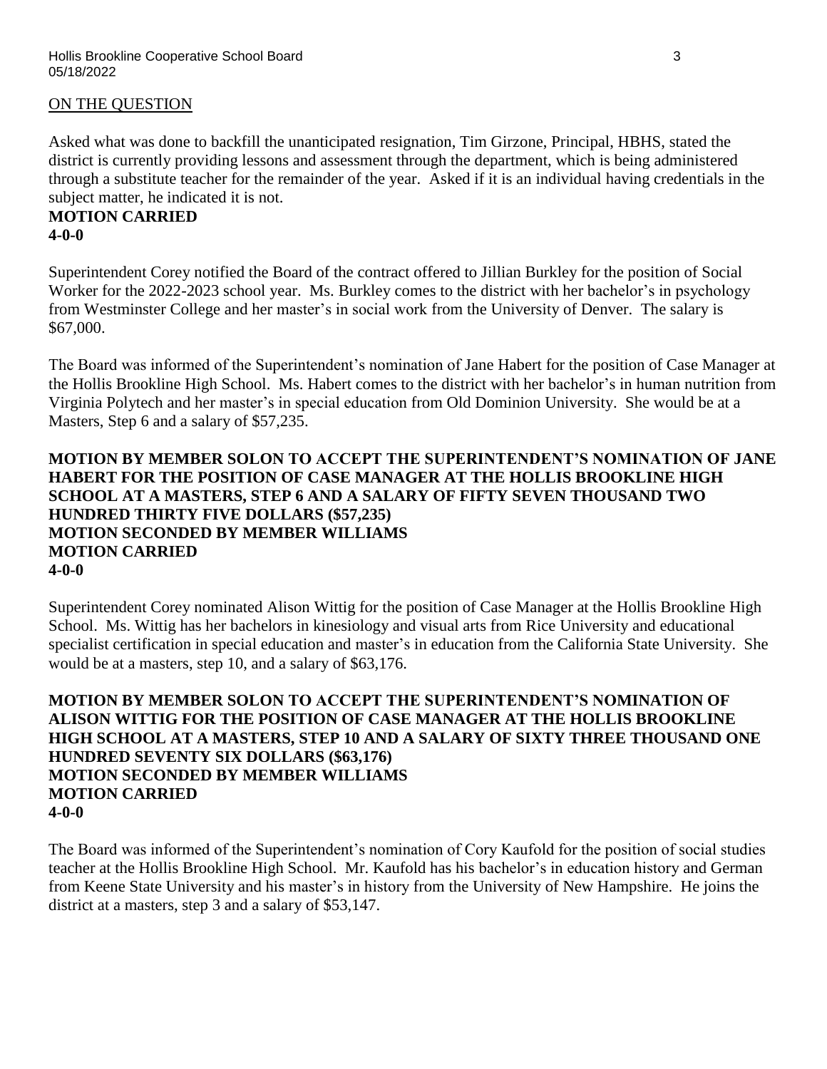<u>ON THE QUESTION</u>

Asked what was done to backfill the unanticipated resignation, Tim Girzone, Principal, HBHS, stated the district is currently providing lessons and assessment through the department, which is being administered through a substitute teacher for the remainder of the year. Asked if it is an individual having credentials in the subject matter, he indicated it is not.

**MOTION CARRIED**
**4-0-0**

Superintendent Corey notified the Board of the contract offered to Jillian Burkley for the position of Social Worker for the 2022-2023 school year. Ms. Burkley comes to the district with her bachelor's in psychology from Westminster College and her master's in social work from the University of Denver. The salary is $67,000.

The Board was informed of the Superintendent's nomination of Jane Habert for the position of Case Manager at the Hollis Brookline High School. Ms. Habert comes to the district with her bachelor's in human nutrition from Virginia Polytech and her master's in special education from Old Dominion University. She would be at a Masters, Step 6 and a salary of $57,235.

**MOTION BY MEMBER SOLON TO ACCEPT THE SUPERINTENDENT'S NOMINATION OF JANE HABERT FOR THE POSITION OF CASE MANAGER AT THE HOLLIS BROOKLINE HIGH SCHOOL AT A MASTERS, STEP 6 AND A SALARY OF FIFTY SEVEN THOUSAND TWO HUNDRED THIRTY FIVE DOLLARS ($57,235)**
**MOTION SECONDED BY MEMBER WILLIAMS**
**MOTION CARRIED**
**4-0-0**

Superintendent Corey nominated Alison Wittig for the position of Case Manager at the Hollis Brookline High School. Ms. Wittig has her bachelors in kinesiology and visual arts from Rice University and educational specialist certification in special education and master's in education from the California State University. She would be at a masters, step 10, and a salary of $63,176.

**MOTION BY MEMBER SOLON TO ACCEPT THE SUPERINTENDENT'S NOMINATION OF ALISON WITTIG FOR THE POSITION OF CASE MANAGER AT THE HOLLIS BROOKLINE HIGH SCHOOL AT A MASTERS, STEP 10 AND A SALARY OF SIXTY THREE THOUSAND ONE HUNDRED SEVENTY SIX DOLLARS ($63,176)**
**MOTION SECONDED BY MEMBER WILLIAMS**
**MOTION CARRIED**
**4-0-0**

The Board was informed of the Superintendent's nomination of Cory Kaufold for the position of social studies teacher at the Hollis Brookline High School. Mr. Kaufold has his bachelor's in education history and German from Keene State University and his master's in history from the University of New Hampshire. He joins the district at a masters, step 3 and a salary of $53,147.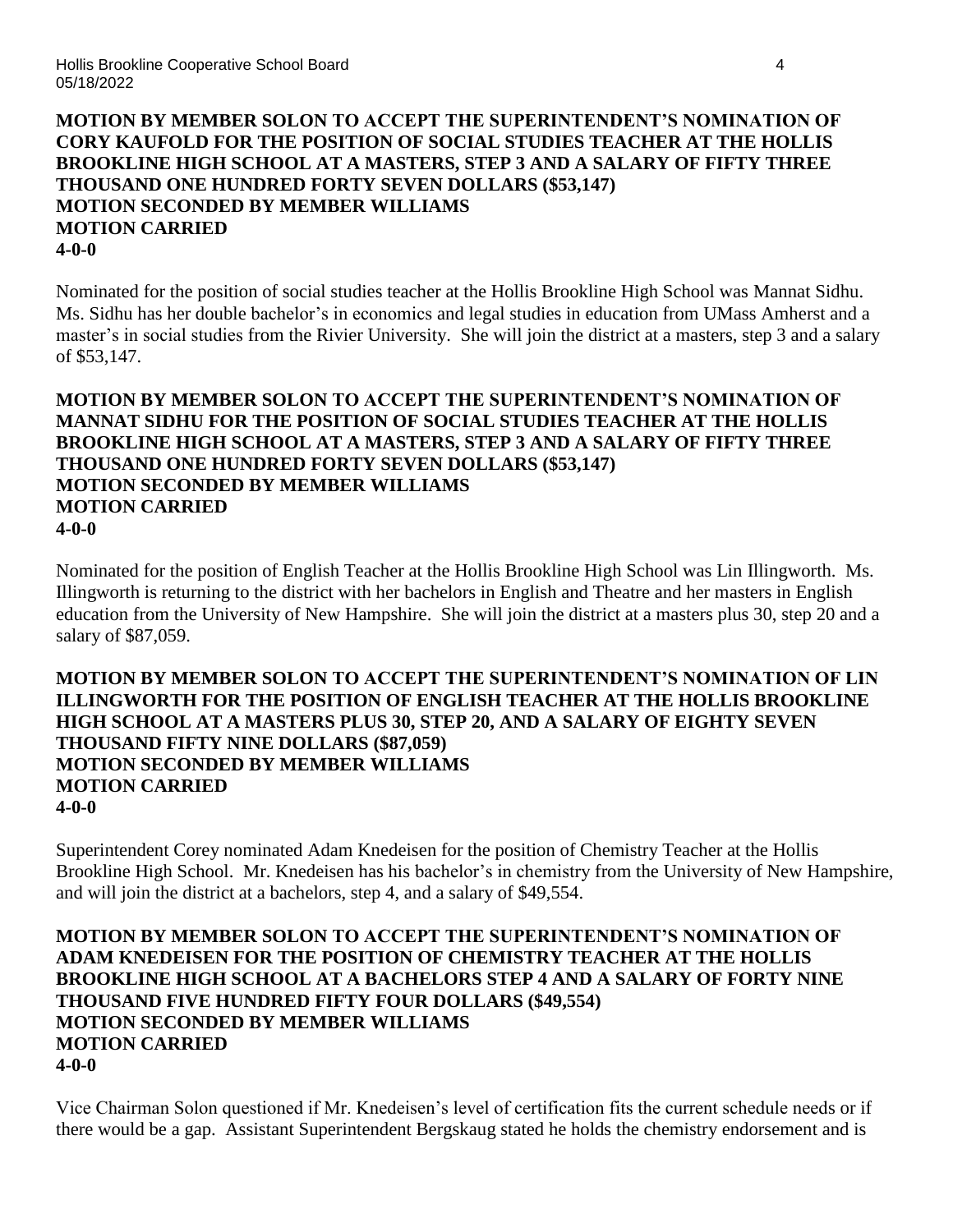**MOTION BY MEMBER SOLON TO ACCEPT THE SUPERINTENDENT'S NOMINATION OF CORY KAUFOLD FOR THE POSITION OF SOCIAL STUDIES TEACHER AT THE HOLLIS BROOKLINE HIGH SCHOOL AT A MASTERS, STEP 3 AND A SALARY OF FIFTY THREE THOUSAND ONE HUNDRED FORTY SEVEN DOLLARS ($53,147)**
**MOTION SECONDED BY MEMBER WILLIAMS**
**MOTION CARRIED**
**4-0-0**

Nominated for the position of social studies teacher at the Hollis Brookline High School was Mannat Sidhu. Ms. Sidhu has her double bachelor's in economics and legal studies in education from UMass Amherst and a master's in social studies from the Rivier University. She will join the district at a masters, step 3 and a salary of $53,147.

**MOTION BY MEMBER SOLON TO ACCEPT THE SUPERINTENDENT'S NOMINATION OF MANNAT SIDHU FOR THE POSITION OF SOCIAL STUDIES TEACHER AT THE HOLLIS BROOKLINE HIGH SCHOOL AT A MASTERS, STEP 3 AND A SALARY OF FIFTY THREE THOUSAND ONE HUNDRED FORTY SEVEN DOLLARS ($53,147)**
**MOTION SECONDED BY MEMBER WILLIAMS**
**MOTION CARRIED**
**4-0-0**

Nominated for the position of English Teacher at the Hollis Brookline High School was Lin Illingworth. Ms. Illingworth is returning to the district with her bachelors in English and Theatre and her masters in English education from the University of New Hampshire. She will join the district at a masters plus 30, step 20 and a salary of $87,059.

**MOTION BY MEMBER SOLON TO ACCEPT THE SUPERINTENDENT'S NOMINATION OF LIN ILLINGWORTH FOR THE POSITION OF ENGLISH TEACHER AT THE HOLLIS BROOKLINE HIGH SCHOOL AT A MASTERS PLUS 30, STEP 20, AND A SALARY OF EIGHTY SEVEN THOUSAND FIFTY NINE DOLLARS ($87,059)**
**MOTION SECONDED BY MEMBER WILLIAMS**
**MOTION CARRIED**
**4-0-0**

Superintendent Corey nominated Adam Knedeisen for the position of Chemistry Teacher at the Hollis Brookline High School. Mr. Knedeisen has his bachelor's in chemistry from the University of New Hampshire, and will join the district at a bachelors, step 4, and a salary of $49,554.

**MOTION BY MEMBER SOLON TO ACCEPT THE SUPERINTENDENT'S NOMINATION OF ADAM KNEDEISEN FOR THE POSITION OF CHEMISTRY TEACHER AT THE HOLLIS BROOKLINE HIGH SCHOOL AT A BACHELORS STEP 4 AND A SALARY OF FORTY NINE THOUSAND FIVE HUNDRED FIFTY FOUR DOLLARS ($49,554)**
**MOTION SECONDED BY MEMBER WILLIAMS**
**MOTION CARRIED**
**4-0-0**

Vice Chairman Solon questioned if Mr. Knedeisen's level of certification fits the current schedule needs or if there would be a gap. Assistant Superintendent Bergskaug stated he holds the chemistry endorsement and is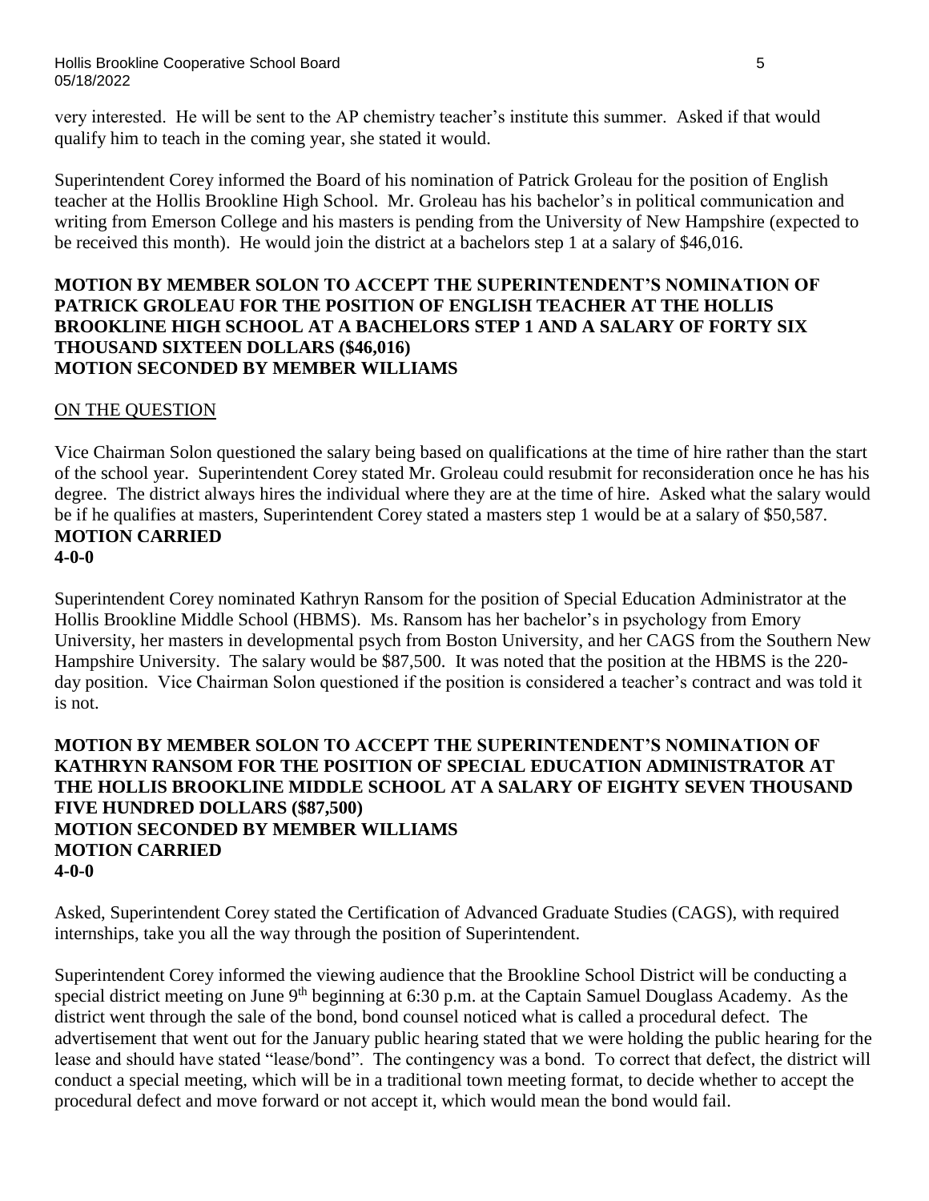very interested. He will be sent to the AP chemistry teacher's institute this summer. Asked if that would qualify him to teach in the coming year, she stated it would.

Superintendent Corey informed the Board of his nomination of Patrick Groleau for the position of English teacher at the Hollis Brookline High School. Mr. Groleau has his bachelor's in political communication and writing from Emerson College and his masters is pending from the University of New Hampshire (expected to be received this month). He would join the district at a bachelors step 1 at a salary of $46,016.

**MOTION BY MEMBER SOLON TO ACCEPT THE SUPERINTENDENT'S NOMINATION OF PATRICK GROLEAU FOR THE POSITION OF ENGLISH TEACHER AT THE HOLLIS BROOKLINE HIGH SCHOOL AT A BACHELORS STEP 1 AND A SALARY OF FORTY SIX THOUSAND SIXTEEN DOLLARS ($46,016)**
**MOTION SECONDED BY MEMBER WILLIAMS**

ON THE QUESTION

Vice Chairman Solon questioned the salary being based on qualifications at the time of hire rather than the start of the school year. Superintendent Corey stated Mr. Groleau could resubmit for reconsideration once he has his degree. The district always hires the individual where they are at the time of hire. Asked what the salary would be if he qualifies at masters, Superintendent Corey stated a masters step 1 would be at a salary of $50,587.
**MOTION CARRIED**
**4-0-0**

Superintendent Corey nominated Kathryn Ransom for the position of Special Education Administrator at the Hollis Brookline Middle School (HBMS). Ms. Ransom has her bachelor's in psychology from Emory University, her masters in developmental psych from Boston University, and her CAGS from the Southern New Hampshire University. The salary would be $87,500. It was noted that the position at the HBMS is the 220-day position. Vice Chairman Solon questioned if the position is considered a teacher's contract and was told it is not.

**MOTION BY MEMBER SOLON TO ACCEPT THE SUPERINTENDENT'S NOMINATION OF KATHRYN RANSOM FOR THE POSITION OF SPECIAL EDUCATION ADMINISTRATOR AT THE HOLLIS BROOKLINE MIDDLE SCHOOL AT A SALARY OF EIGHTY SEVEN THOUSAND FIVE HUNDRED DOLLARS ($87,500)**
**MOTION SECONDED BY MEMBER WILLIAMS**
**MOTION CARRIED**
**4-0-0**

Asked, Superintendent Corey stated the Certification of Advanced Graduate Studies (CAGS), with required internships, take you all the way through the position of Superintendent.

Superintendent Corey informed the viewing audience that the Brookline School District will be conducting a special district meeting on June 9th beginning at 6:30 p.m. at the Captain Samuel Douglass Academy. As the district went through the sale of the bond, bond counsel noticed what is called a procedural defect. The advertisement that went out for the January public hearing stated that we were holding the public hearing for the lease and should have stated "lease/bond". The contingency was a bond. To correct that defect, the district will conduct a special meeting, which will be in a traditional town meeting format, to decide whether to accept the procedural defect and move forward or not accept it, which would mean the bond would fail.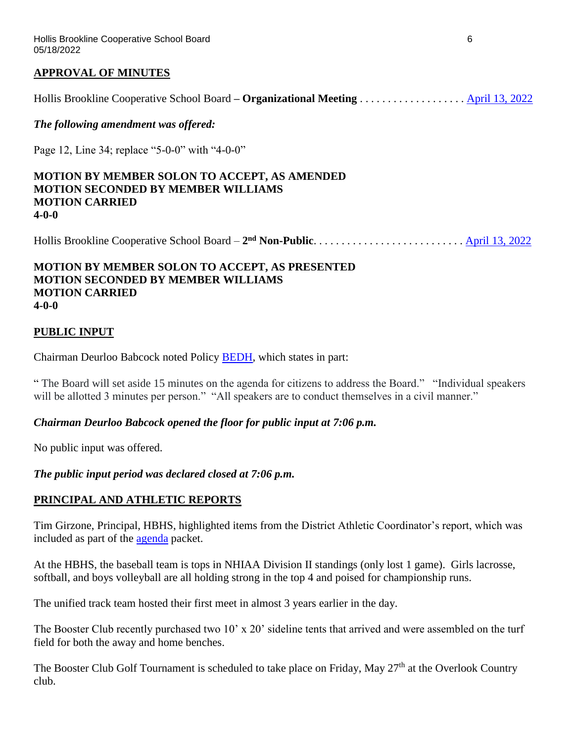## APPROVAL OF MINUTES

Hollis Brookline Cooperative School Board **– Organizational Meeting** . . . . . . . . . . . . . . . . . . . April 13, 2022

***The following amendment was offered:***

Page 12, Line 34; replace "5-0-0" with "4-0-0"

**MOTION BY MEMBER SOLON TO ACCEPT, AS AMENDED**
**MOTION SECONDED BY MEMBER WILLIAMS**
**MOTION CARRIED**
**4-0-0**

Hollis Brookline Cooperative School Board – **2nd Non-Public**. . . . . . . . . . . . . . . . . . . . . . . . . . April 13, 2022

**MOTION BY MEMBER SOLON TO ACCEPT, AS PRESENTED**
**MOTION SECONDED BY MEMBER WILLIAMS**
**MOTION CARRIED**
**4-0-0**

## PUBLIC INPUT

Chairman Deurloo Babcock noted Policy BEDH, which states in part:

" The Board will set aside 15 minutes on the agenda for citizens to address the Board." "Individual speakers will be allotted 3 minutes per person." "All speakers are to conduct themselves in a civil manner."

***Chairman Deurloo Babcock opened the floor for public input at 7:06 p.m.***

No public input was offered.

***The public input period was declared closed at 7:06 p.m.***

## PRINCIPAL AND ATHLETIC REPORTS

Tim Girzone, Principal, HBHS, highlighted items from the District Athletic Coordinator's report, which was included as part of the agenda packet.

At the HBHS, the baseball team is tops in NHIAA Division II standings (only lost 1 game). Girls lacrosse, softball, and boys volleyball are all holding strong in the top 4 and poised for championship runs.

The unified track team hosted their first meet in almost 3 years earlier in the day.

The Booster Club recently purchased two 10' x 20' sideline tents that arrived and were assembled on the turf field for both the away and home benches.

The Booster Club Golf Tournament is scheduled to take place on Friday, May 27th at the Overlook Country club.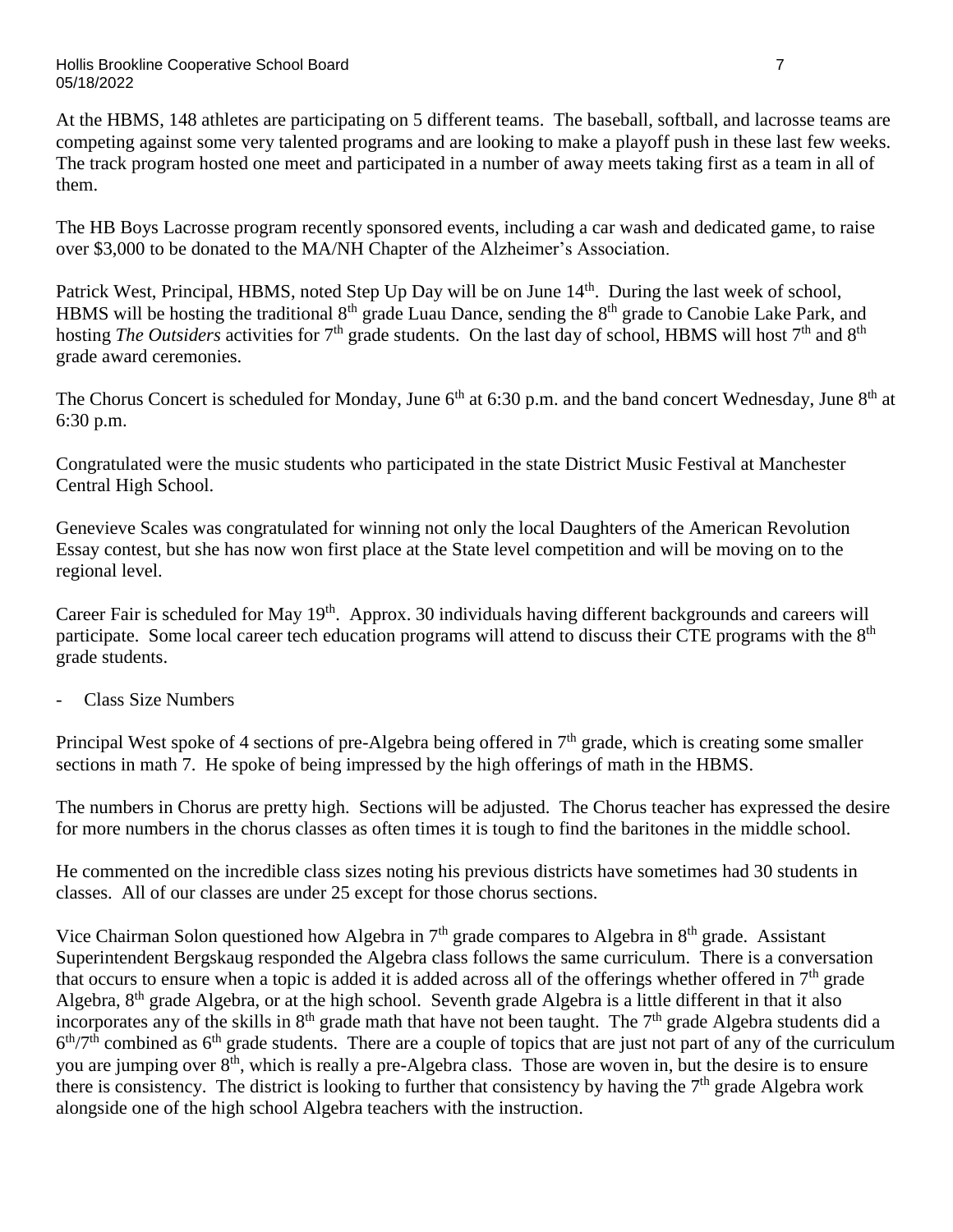At the HBMS, 148 athletes are participating on 5 different teams. The baseball, softball, and lacrosse teams are competing against some very talented programs and are looking to make a playoff push in these last few weeks. The track program hosted one meet and participated in a number of away meets taking first as a team in all of them.

The HB Boys Lacrosse program recently sponsored events, including a car wash and dedicated game, to raise over $3,000 to be donated to the MA/NH Chapter of the Alzheimer's Association.

Patrick West, Principal, HBMS, noted Step Up Day will be on June 14th. During the last week of school, HBMS will be hosting the traditional 8th grade Luau Dance, sending the 8th grade to Canobie Lake Park, and hosting *The Outsiders* activities for 7th grade students. On the last day of school, HBMS will host 7th and 8th grade award ceremonies.

The Chorus Concert is scheduled for Monday, June 6th at 6:30 p.m. and the band concert Wednesday, June 8th at 6:30 p.m.

Congratulated were the music students who participated in the state District Music Festival at Manchester Central High School.

Genevieve Scales was congratulated for winning not only the local Daughters of the American Revolution Essay contest, but she has now won first place at the State level competition and will be moving on to the regional level.

Career Fair is scheduled for May 19th. Approx. 30 individuals having different backgrounds and careers will participate. Some local career tech education programs will attend to discuss their CTE programs with the 8th grade students.

- Class Size Numbers

Principal West spoke of 4 sections of pre-Algebra being offered in 7th grade, which is creating some smaller sections in math 7. He spoke of being impressed by the high offerings of math in the HBMS.

The numbers in Chorus are pretty high. Sections will be adjusted. The Chorus teacher has expressed the desire for more numbers in the chorus classes as often times it is tough to find the baritones in the middle school.

He commented on the incredible class sizes noting his previous districts have sometimes had 30 students in classes. All of our classes are under 25 except for those chorus sections.

Vice Chairman Solon questioned how Algebra in 7th grade compares to Algebra in 8th grade. Assistant Superintendent Bergskaug responded the Algebra class follows the same curriculum. There is a conversation that occurs to ensure when a topic is added it is added across all of the offerings whether offered in 7th grade Algebra, 8th grade Algebra, or at the high school. Seventh grade Algebra is a little different in that it also incorporates any of the skills in 8th grade math that have not been taught. The 7th grade Algebra students did a 6th/7th combined as 6th grade students. There are a couple of topics that are just not part of any of the curriculum you are jumping over 8th, which is really a pre-Algebra class. Those are woven in, but the desire is to ensure there is consistency. The district is looking to further that consistency by having the 7th grade Algebra work alongside one of the high school Algebra teachers with the instruction.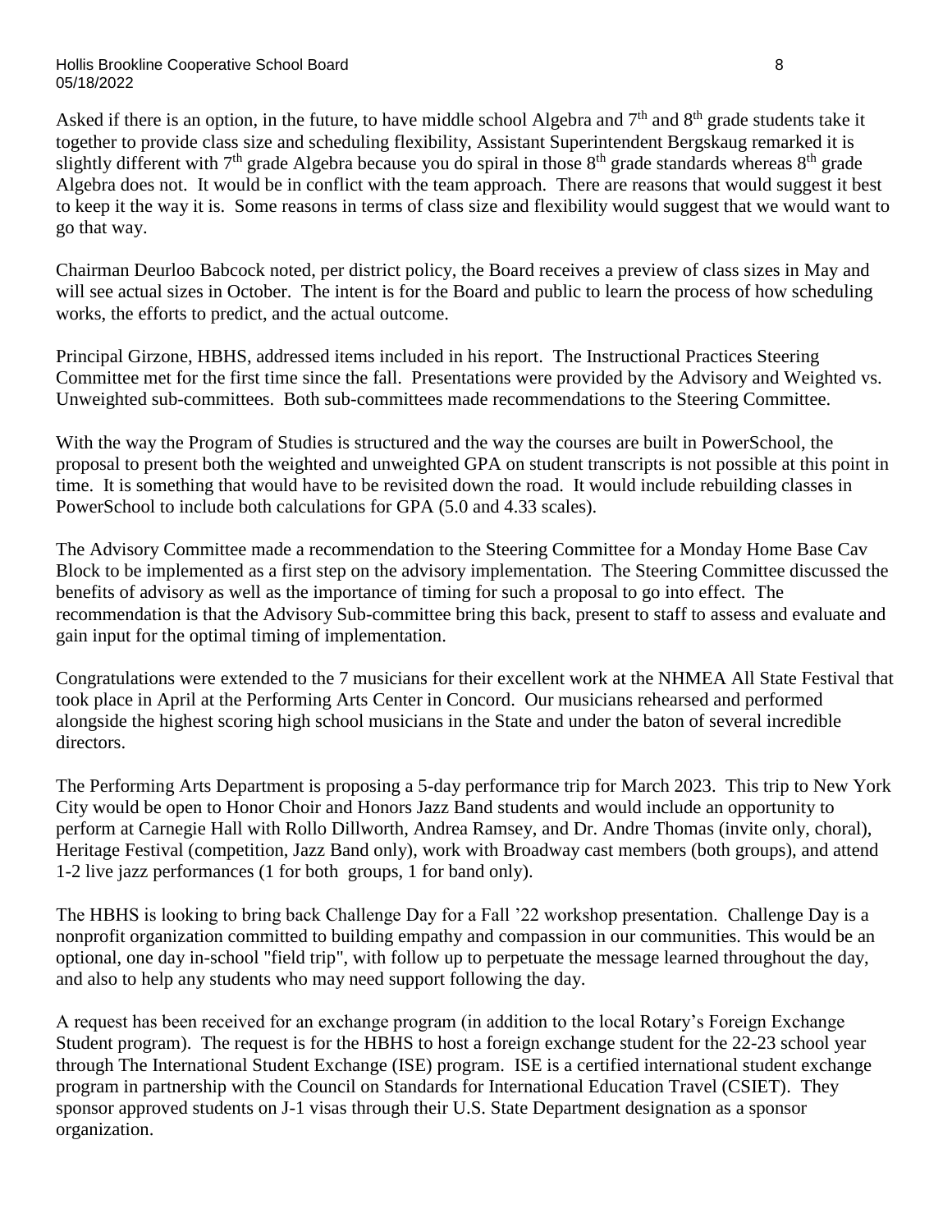Asked if there is an option, in the future, to have middle school Algebra and 7th and 8th grade students take it together to provide class size and scheduling flexibility, Assistant Superintendent Bergskaug remarked it is slightly different with 7th grade Algebra because you do spiral in those 8th grade standards whereas 8th grade Algebra does not. It would be in conflict with the team approach. There are reasons that would suggest it best to keep it the way it is. Some reasons in terms of class size and flexibility would suggest that we would want to go that way.

Chairman Deurloo Babcock noted, per district policy, the Board receives a preview of class sizes in May and will see actual sizes in October. The intent is for the Board and public to learn the process of how scheduling works, the efforts to predict, and the actual outcome.

Principal Girzone, HBHS, addressed items included in his report. The Instructional Practices Steering Committee met for the first time since the fall. Presentations were provided by the Advisory and Weighted vs. Unweighted sub-committees. Both sub-committees made recommendations to the Steering Committee.

With the way the Program of Studies is structured and the way the courses are built in PowerSchool, the proposal to present both the weighted and unweighted GPA on student transcripts is not possible at this point in time. It is something that would have to be revisited down the road. It would include rebuilding classes in PowerSchool to include both calculations for GPA (5.0 and 4.33 scales).

The Advisory Committee made a recommendation to the Steering Committee for a Monday Home Base Cav Block to be implemented as a first step on the advisory implementation. The Steering Committee discussed the benefits of advisory as well as the importance of timing for such a proposal to go into effect. The recommendation is that the Advisory Sub-committee bring this back, present to staff to assess and evaluate and gain input for the optimal timing of implementation.

Congratulations were extended to the 7 musicians for their excellent work at the NHMEA All State Festival that took place in April at the Performing Arts Center in Concord. Our musicians rehearsed and performed alongside the highest scoring high school musicians in the State and under the baton of several incredible directors.

The Performing Arts Department is proposing a 5-day performance trip for March 2023. This trip to New York City would be open to Honor Choir and Honors Jazz Band students and would include an opportunity to perform at Carnegie Hall with Rollo Dillworth, Andrea Ramsey, and Dr. Andre Thomas (invite only, choral), Heritage Festival (competition, Jazz Band only), work with Broadway cast members (both groups), and attend 1-2 live jazz performances (1 for both groups, 1 for band only).

The HBHS is looking to bring back Challenge Day for a Fall '22 workshop presentation. Challenge Day is a nonprofit organization committed to building empathy and compassion in our communities. This would be an optional, one day in-school "field trip", with follow up to perpetuate the message learned throughout the day, and also to help any students who may need support following the day.

A request has been received for an exchange program (in addition to the local Rotary's Foreign Exchange Student program). The request is for the HBHS to host a foreign exchange student for the 22-23 school year through The International Student Exchange (ISE) program. ISE is a certified international student exchange program in partnership with the Council on Standards for International Education Travel (CSIET). They sponsor approved students on J-1 visas through their U.S. State Department designation as a sponsor organization.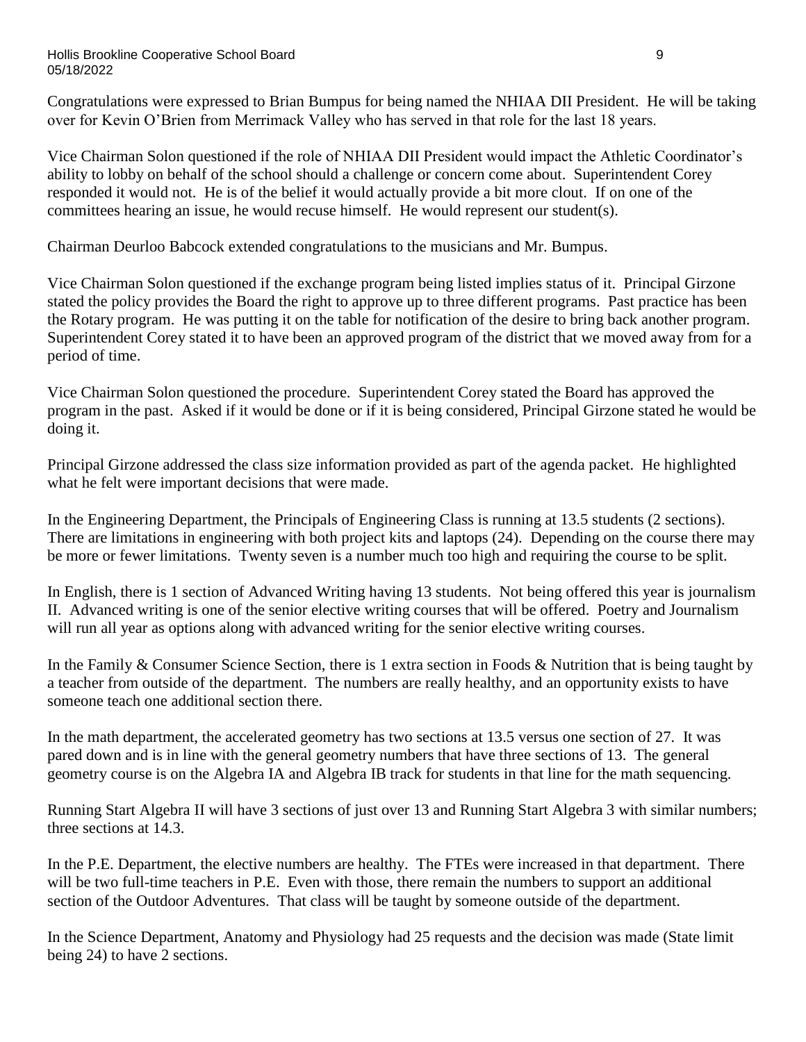Congratulations were expressed to Brian Bumpus for being named the NHIAA DII President. He will be taking over for Kevin O'Brien from Merrimack Valley who has served in that role for the last 18 years.

Vice Chairman Solon questioned if the role of NHIAA DII President would impact the Athletic Coordinator's ability to lobby on behalf of the school should a challenge or concern come about. Superintendent Corey responded it would not. He is of the belief it would actually provide a bit more clout. If on one of the committees hearing an issue, he would recuse himself. He would represent our student(s).

Chairman Deurloo Babcock extended congratulations to the musicians and Mr. Bumpus.

Vice Chairman Solon questioned if the exchange program being listed implies status of it. Principal Girzone stated the policy provides the Board the right to approve up to three different programs. Past practice has been the Rotary program. He was putting it on the table for notification of the desire to bring back another program. Superintendent Corey stated it to have been an approved program of the district that we moved away from for a period of time.

Vice Chairman Solon questioned the procedure. Superintendent Corey stated the Board has approved the program in the past. Asked if it would be done or if it is being considered, Principal Girzone stated he would be doing it.

Principal Girzone addressed the class size information provided as part of the agenda packet. He highlighted what he felt were important decisions that were made.

In the Engineering Department, the Principals of Engineering Class is running at 13.5 students (2 sections). There are limitations in engineering with both project kits and laptops (24). Depending on the course there may be more or fewer limitations. Twenty seven is a number much too high and requiring the course to be split.

In English, there is 1 section of Advanced Writing having 13 students. Not being offered this year is journalism II. Advanced writing is one of the senior elective writing courses that will be offered. Poetry and Journalism will run all year as options along with advanced writing for the senior elective writing courses.

In the Family & Consumer Science Section, there is 1 extra section in Foods & Nutrition that is being taught by a teacher from outside of the department. The numbers are really healthy, and an opportunity exists to have someone teach one additional section there.

In the math department, the accelerated geometry has two sections at 13.5 versus one section of 27. It was pared down and is in line with the general geometry numbers that have three sections of 13. The general geometry course is on the Algebra IA and Algebra IB track for students in that line for the math sequencing.

Running Start Algebra II will have 3 sections of just over 13 and Running Start Algebra 3 with similar numbers; three sections at 14.3.

In the P.E. Department, the elective numbers are healthy. The FTEs were increased in that department. There will be two full-time teachers in P.E. Even with those, there remain the numbers to support an additional section of the Outdoor Adventures. That class will be taught by someone outside of the department.

In the Science Department, Anatomy and Physiology had 25 requests and the decision was made (State limit being 24) to have 2 sections.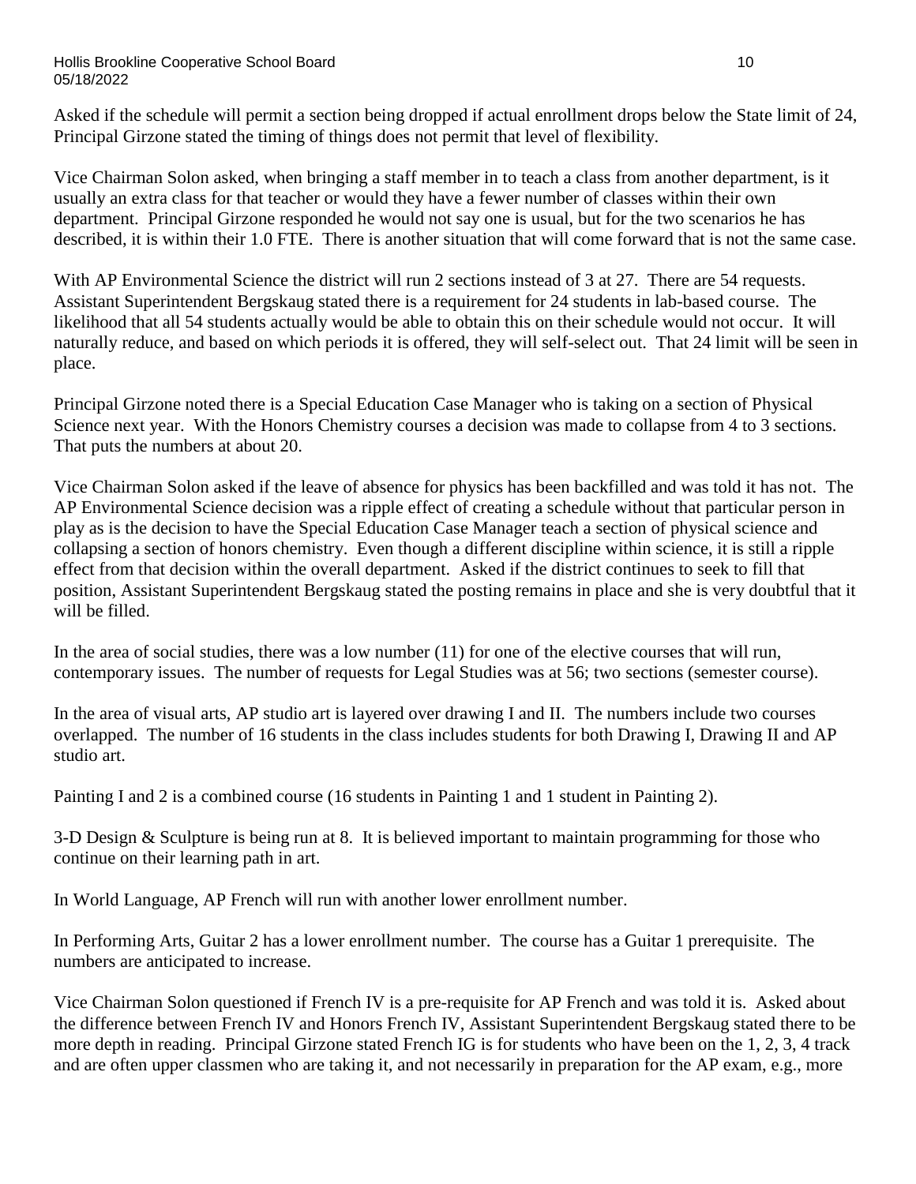Asked if the schedule will permit a section being dropped if actual enrollment drops below the State limit of 24, Principal Girzone stated the timing of things does not permit that level of flexibility.

Vice Chairman Solon asked, when bringing a staff member in to teach a class from another department, is it usually an extra class for that teacher or would they have a fewer number of classes within their own department. Principal Girzone responded he would not say one is usual, but for the two scenarios he has described, it is within their 1.0 FTE. There is another situation that will come forward that is not the same case.

With AP Environmental Science the district will run 2 sections instead of 3 at 27. There are 54 requests. Assistant Superintendent Bergskaug stated there is a requirement for 24 students in lab-based course. The likelihood that all 54 students actually would be able to obtain this on their schedule would not occur. It will naturally reduce, and based on which periods it is offered, they will self-select out. That 24 limit will be seen in place.

Principal Girzone noted there is a Special Education Case Manager who is taking on a section of Physical Science next year. With the Honors Chemistry courses a decision was made to collapse from 4 to 3 sections. That puts the numbers at about 20.

Vice Chairman Solon asked if the leave of absence for physics has been backfilled and was told it has not. The AP Environmental Science decision was a ripple effect of creating a schedule without that particular person in play as is the decision to have the Special Education Case Manager teach a section of physical science and collapsing a section of honors chemistry. Even though a different discipline within science, it is still a ripple effect from that decision within the overall department. Asked if the district continues to seek to fill that position, Assistant Superintendent Bergskaug stated the posting remains in place and she is very doubtful that it will be filled.

In the area of social studies, there was a low number (11) for one of the elective courses that will run, contemporary issues. The number of requests for Legal Studies was at 56; two sections (semester course).

In the area of visual arts, AP studio art is layered over drawing I and II. The numbers include two courses overlapped. The number of 16 students in the class includes students for both Drawing I, Drawing II and AP studio art.

Painting I and 2 is a combined course (16 students in Painting 1 and 1 student in Painting 2).

3-D Design & Sculpture is being run at 8. It is believed important to maintain programming for those who continue on their learning path in art.

In World Language, AP French will run with another lower enrollment number.

In Performing Arts, Guitar 2 has a lower enrollment number. The course has a Guitar 1 prerequisite. The numbers are anticipated to increase.

Vice Chairman Solon questioned if French IV is a pre-requisite for AP French and was told it is. Asked about the difference between French IV and Honors French IV, Assistant Superintendent Bergskaug stated there to be more depth in reading. Principal Girzone stated French IG is for students who have been on the 1, 2, 3, 4 track and are often upper classmen who are taking it, and not necessarily in preparation for the AP exam, e.g., more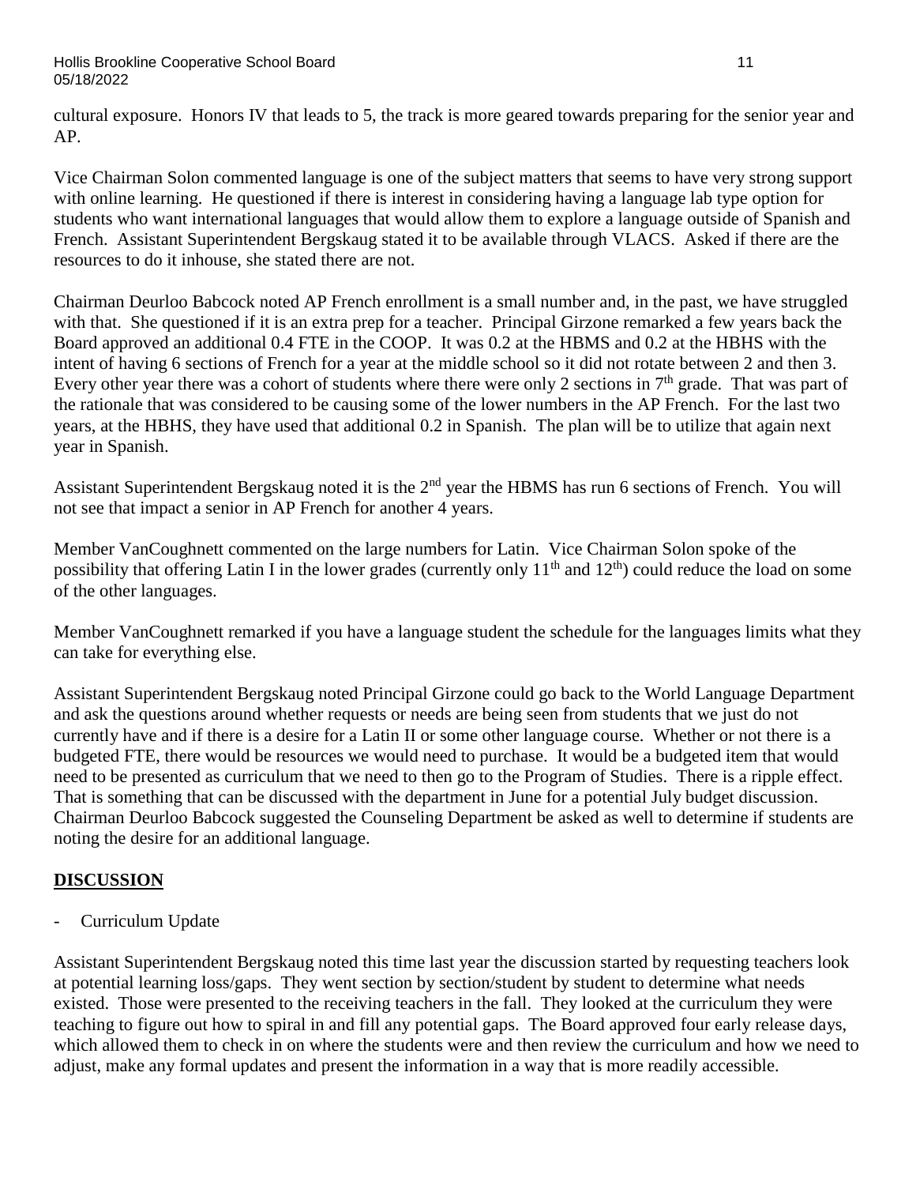cultural exposure. Honors IV that leads to 5, the track is more geared towards preparing for the senior year and AP.

Vice Chairman Solon commented language is one of the subject matters that seems to have very strong support with online learning. He questioned if there is interest in considering having a language lab type option for students who want international languages that would allow them to explore a language outside of Spanish and French. Assistant Superintendent Bergskaug stated it to be available through VLACS. Asked if there are the resources to do it inhouse, she stated there are not.

Chairman Deurloo Babcock noted AP French enrollment is a small number and, in the past, we have struggled with that. She questioned if it is an extra prep for a teacher. Principal Girzone remarked a few years back the Board approved an additional 0.4 FTE in the COOP. It was 0.2 at the HBMS and 0.2 at the HBHS with the intent of having 6 sections of French for a year at the middle school so it did not rotate between 2 and then 3. Every other year there was a cohort of students where there were only 2 sections in 7th grade. That was part of the rationale that was considered to be causing some of the lower numbers in the AP French. For the last two years, at the HBHS, they have used that additional 0.2 in Spanish. The plan will be to utilize that again next year in Spanish.

Assistant Superintendent Bergskaug noted it is the 2nd year the HBMS has run 6 sections of French. You will not see that impact a senior in AP French for another 4 years.

Member VanCoughnett commented on the large numbers for Latin. Vice Chairman Solon spoke of the possibility that offering Latin I in the lower grades (currently only 11th and 12th) could reduce the load on some of the other languages.

Member VanCoughnett remarked if you have a language student the schedule for the languages limits what they can take for everything else.

Assistant Superintendent Bergskaug noted Principal Girzone could go back to the World Language Department and ask the questions around whether requests or needs are being seen from students that we just do not currently have and if there is a desire for a Latin II or some other language course. Whether or not there is a budgeted FTE, there would be resources we would need to purchase. It would be a budgeted item that would need to be presented as curriculum that we need to then go to the Program of Studies. There is a ripple effect. That is something that can be discussed with the department in June for a potential July budget discussion. Chairman Deurloo Babcock suggested the Counseling Department be asked as well to determine if students are noting the desire for an additional language.

## DISCUSSION

- Curriculum Update

Assistant Superintendent Bergskaug noted this time last year the discussion started by requesting teachers look at potential learning loss/gaps. They went section by section/student by student to determine what needs existed. Those were presented to the receiving teachers in the fall. They looked at the curriculum they were teaching to figure out how to spiral in and fill any potential gaps. The Board approved four early release days, which allowed them to check in on where the students were and then review the curriculum and how we need to adjust, make any formal updates and present the information in a way that is more readily accessible.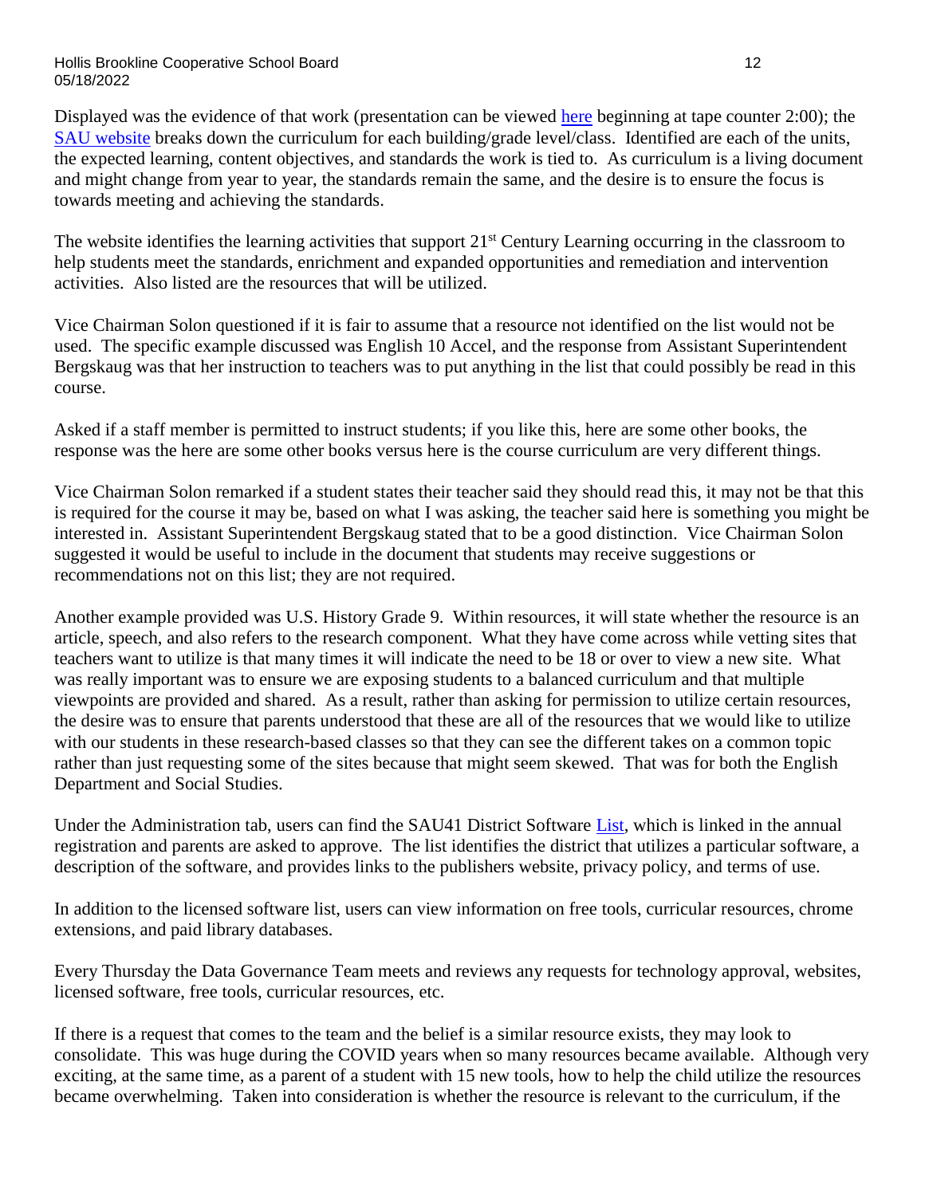Displayed was the evidence of that work (presentation can be viewed here beginning at tape counter 2:00); the SAU website breaks down the curriculum for each building/grade level/class. Identified are each of the units, the expected learning, content objectives, and standards the work is tied to. As curriculum is a living document and might change from year to year, the standards remain the same, and the desire is to ensure the focus is towards meeting and achieving the standards.

The website identifies the learning activities that support 21st Century Learning occurring in the classroom to help students meet the standards, enrichment and expanded opportunities and remediation and intervention activities. Also listed are the resources that will be utilized.

Vice Chairman Solon questioned if it is fair to assume that a resource not identified on the list would not be used. The specific example discussed was English 10 Accel, and the response from Assistant Superintendent Bergskaug was that her instruction to teachers was to put anything in the list that could possibly be read in this course.

Asked if a staff member is permitted to instruct students; if you like this, here are some other books, the response was the here are some other books versus here is the course curriculum are very different things.

Vice Chairman Solon remarked if a student states their teacher said they should read this, it may not be that this is required for the course it may be, based on what I was asking, the teacher said here is something you might be interested in. Assistant Superintendent Bergskaug stated that to be a good distinction. Vice Chairman Solon suggested it would be useful to include in the document that students may receive suggestions or recommendations not on this list; they are not required.

Another example provided was U.S. History Grade 9. Within resources, it will state whether the resource is an article, speech, and also refers to the research component. What they have come across while vetting sites that teachers want to utilize is that many times it will indicate the need to be 18 or over to view a new site. What was really important was to ensure we are exposing students to a balanced curriculum and that multiple viewpoints are provided and shared. As a result, rather than asking for permission to utilize certain resources, the desire was to ensure that parents understood that these are all of the resources that we would like to utilize with our students in these research-based classes so that they can see the different takes on a common topic rather than just requesting some of the sites because that might seem skewed. That was for both the English Department and Social Studies.

Under the Administration tab, users can find the SAU41 District Software List, which is linked in the annual registration and parents are asked to approve. The list identifies the district that utilizes a particular software, a description of the software, and provides links to the publishers website, privacy policy, and terms of use.

In addition to the licensed software list, users can view information on free tools, curricular resources, chrome extensions, and paid library databases.

Every Thursday the Data Governance Team meets and reviews any requests for technology approval, websites, licensed software, free tools, curricular resources, etc.

If there is a request that comes to the team and the belief is a similar resource exists, they may look to consolidate. This was huge during the COVID years when so many resources became available. Although very exciting, at the same time, as a parent of a student with 15 new tools, how to help the child utilize the resources became overwhelming. Taken into consideration is whether the resource is relevant to the curriculum, if the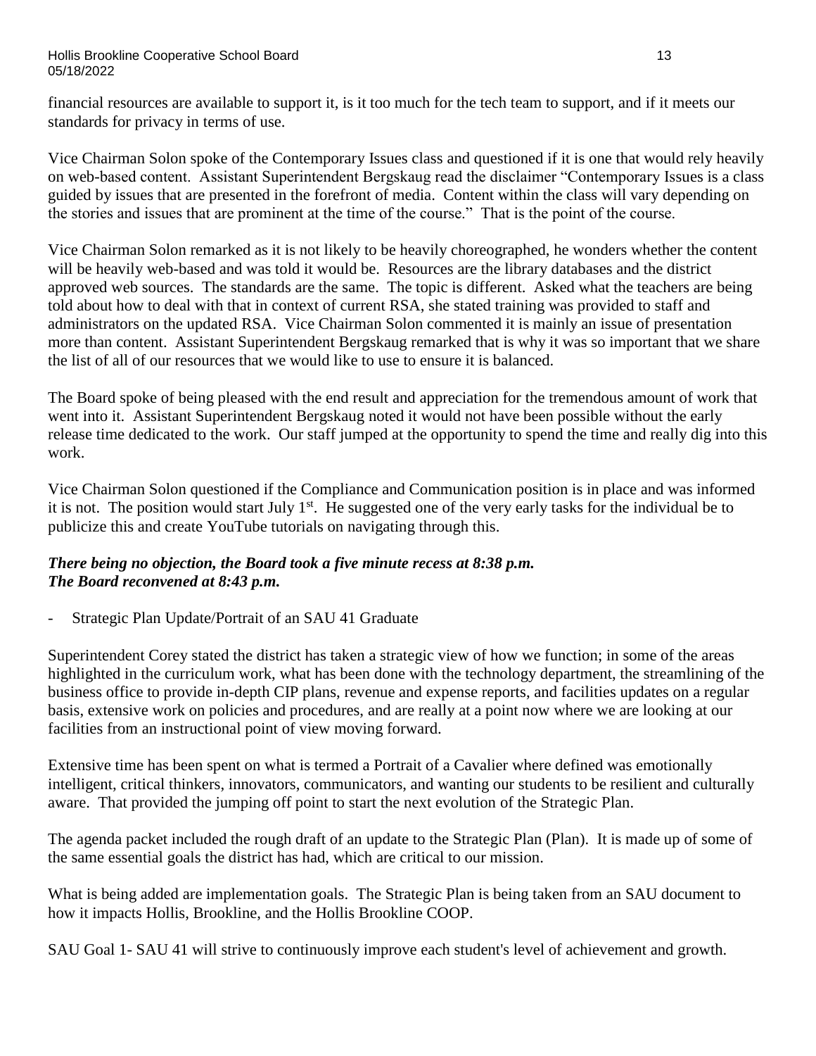financial resources are available to support it, is it too much for the tech team to support, and if it meets our standards for privacy in terms of use.

Vice Chairman Solon spoke of the Contemporary Issues class and questioned if it is one that would rely heavily on web-based content. Assistant Superintendent Bergskaug read the disclaimer "Contemporary Issues is a class guided by issues that are presented in the forefront of media. Content within the class will vary depending on the stories and issues that are prominent at the time of the course." That is the point of the course.

Vice Chairman Solon remarked as it is not likely to be heavily choreographed, he wonders whether the content will be heavily web-based and was told it would be. Resources are the library databases and the district approved web sources. The standards are the same. The topic is different. Asked what the teachers are being told about how to deal with that in context of current RSA, she stated training was provided to staff and administrators on the updated RSA. Vice Chairman Solon commented it is mainly an issue of presentation more than content. Assistant Superintendent Bergskaug remarked that is why it was so important that we share the list of all of our resources that we would like to use to ensure it is balanced.

The Board spoke of being pleased with the end result and appreciation for the tremendous amount of work that went into it. Assistant Superintendent Bergskaug noted it would not have been possible without the early release time dedicated to the work. Our staff jumped at the opportunity to spend the time and really dig into this work.

Vice Chairman Solon questioned if the Compliance and Communication position is in place and was informed it is not. The position would start July 1st. He suggested one of the very early tasks for the individual be to publicize this and create YouTube tutorials on navigating through this.

***There being no objection, the Board took a five minute recess at 8:38 p.m.***
***The Board reconvened at 8:43 p.m.***

- Strategic Plan Update/Portrait of an SAU 41 Graduate

Superintendent Corey stated the district has taken a strategic view of how we function; in some of the areas highlighted in the curriculum work, what has been done with the technology department, the streamlining of the business office to provide in-depth CIP plans, revenue and expense reports, and facilities updates on a regular basis, extensive work on policies and procedures, and are really at a point now where we are looking at our facilities from an instructional point of view moving forward.

Extensive time has been spent on what is termed a Portrait of a Cavalier where defined was emotionally intelligent, critical thinkers, innovators, communicators, and wanting our students to be resilient and culturally aware. That provided the jumping off point to start the next evolution of the Strategic Plan.

The agenda packet included the rough draft of an update to the Strategic Plan (Plan). It is made up of some of the same essential goals the district has had, which are critical to our mission.

What is being added are implementation goals. The Strategic Plan is being taken from an SAU document to how it impacts Hollis, Brookline, and the Hollis Brookline COOP.

SAU Goal 1- SAU 41 will strive to continuously improve each student's level of achievement and growth.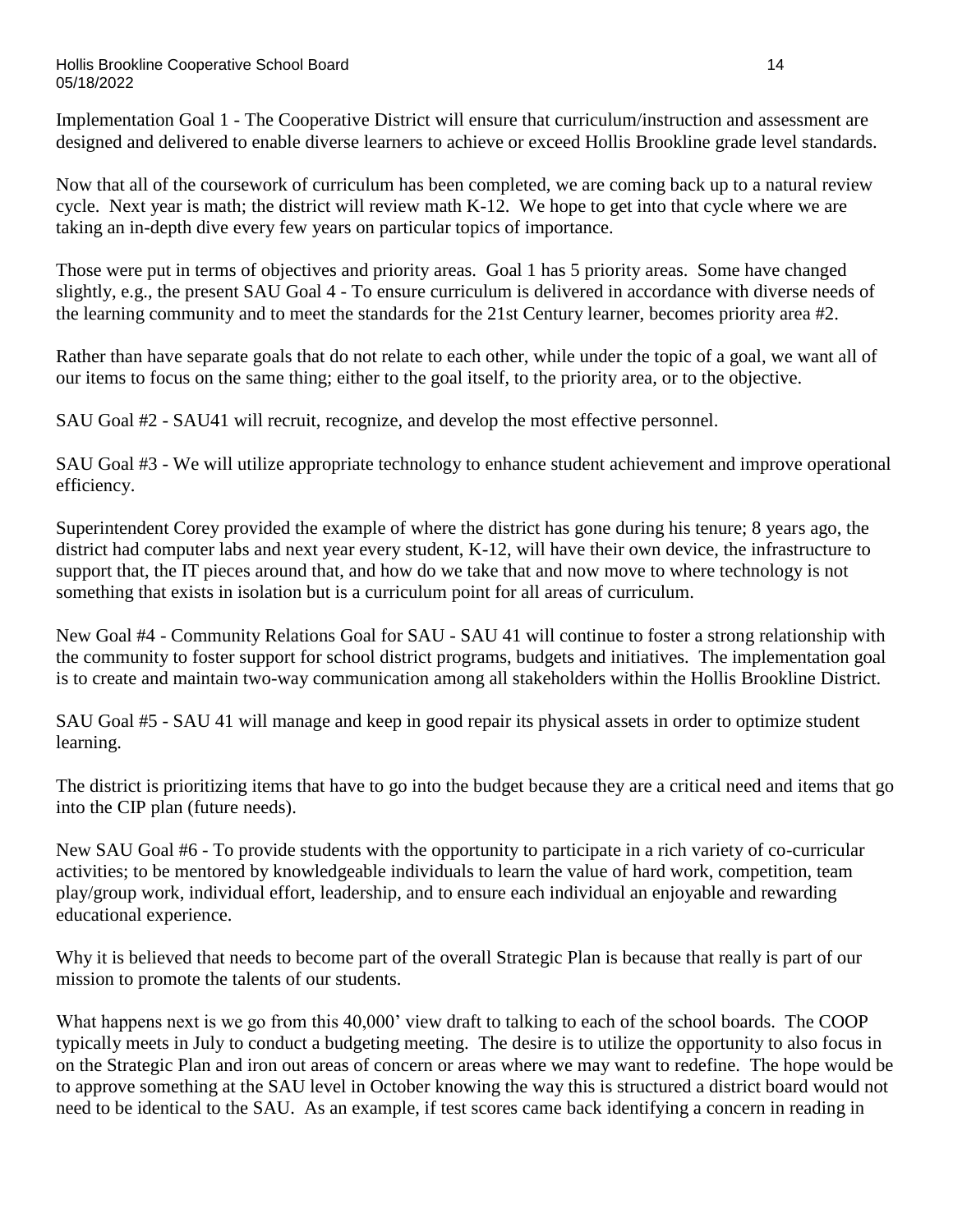Implementation Goal 1 - The Cooperative District will ensure that curriculum/instruction and assessment are designed and delivered to enable diverse learners to achieve or exceed Hollis Brookline grade level standards.

Now that all of the coursework of curriculum has been completed, we are coming back up to a natural review cycle. Next year is math; the district will review math K-12. We hope to get into that cycle where we are taking an in-depth dive every few years on particular topics of importance.

Those were put in terms of objectives and priority areas. Goal 1 has 5 priority areas. Some have changed slightly, e.g., the present SAU Goal 4 - To ensure curriculum is delivered in accordance with diverse needs of the learning community and to meet the standards for the 21st Century learner, becomes priority area #2.

Rather than have separate goals that do not relate to each other, while under the topic of a goal, we want all of our items to focus on the same thing; either to the goal itself, to the priority area, or to the objective.

SAU Goal #2 - SAU41 will recruit, recognize, and develop the most effective personnel.

SAU Goal #3 - We will utilize appropriate technology to enhance student achievement and improve operational efficiency.

Superintendent Corey provided the example of where the district has gone during his tenure; 8 years ago, the district had computer labs and next year every student, K-12, will have their own device, the infrastructure to support that, the IT pieces around that, and how do we take that and now move to where technology is not something that exists in isolation but is a curriculum point for all areas of curriculum.

New Goal #4 - Community Relations Goal for SAU - SAU 41 will continue to foster a strong relationship with the community to foster support for school district programs, budgets and initiatives. The implementation goal is to create and maintain two-way communication among all stakeholders within the Hollis Brookline District.

SAU Goal #5 - SAU 41 will manage and keep in good repair its physical assets in order to optimize student learning.

The district is prioritizing items that have to go into the budget because they are a critical need and items that go into the CIP plan (future needs).

New SAU Goal #6 - To provide students with the opportunity to participate in a rich variety of co-curricular activities; to be mentored by knowledgeable individuals to learn the value of hard work, competition, team play/group work, individual effort, leadership, and to ensure each individual an enjoyable and rewarding educational experience.

Why it is believed that needs to become part of the overall Strategic Plan is because that really is part of our mission to promote the talents of our students.

What happens next is we go from this 40,000' view draft to talking to each of the school boards. The COOP typically meets in July to conduct a budgeting meeting. The desire is to utilize the opportunity to also focus in on the Strategic Plan and iron out areas of concern or areas where we may want to redefine. The hope would be to approve something at the SAU level in October knowing the way this is structured a district board would not need to be identical to the SAU. As an example, if test scores came back identifying a concern in reading in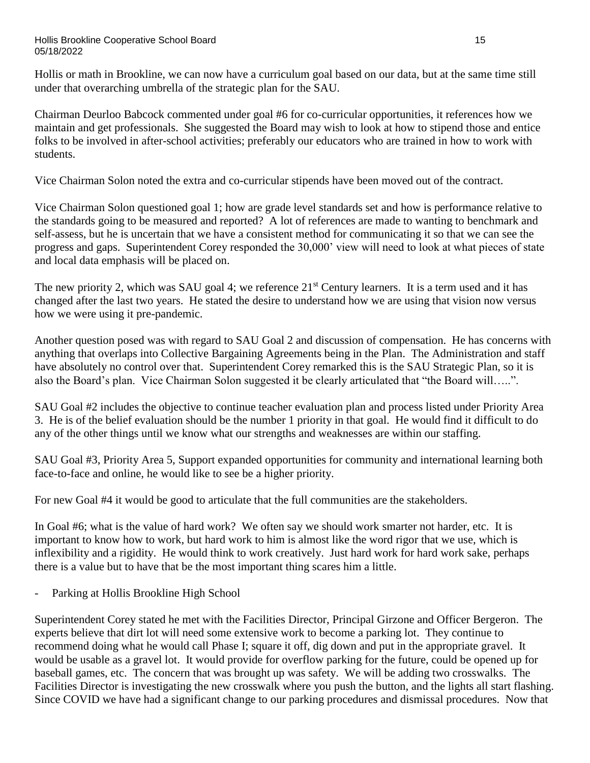Hollis or math in Brookline, we can now have a curriculum goal based on our data, but at the same time still under that overarching umbrella of the strategic plan for the SAU.

Chairman Deurloo Babcock commented under goal #6 for co-curricular opportunities, it references how we maintain and get professionals. She suggested the Board may wish to look at how to stipend those and entice folks to be involved in after-school activities; preferably our educators who are trained in how to work with students.

Vice Chairman Solon noted the extra and co-curricular stipends have been moved out of the contract.

Vice Chairman Solon questioned goal 1; how are grade level standards set and how is performance relative to the standards going to be measured and reported? A lot of references are made to wanting to benchmark and self-assess, but he is uncertain that we have a consistent method for communicating it so that we can see the progress and gaps. Superintendent Corey responded the 30,000' view will need to look at what pieces of state and local data emphasis will be placed on.

The new priority 2, which was SAU goal 4; we reference 21st Century learners. It is a term used and it has changed after the last two years. He stated the desire to understand how we are using that vision now versus how we were using it pre-pandemic.

Another question posed was with regard to SAU Goal 2 and discussion of compensation. He has concerns with anything that overlaps into Collective Bargaining Agreements being in the Plan. The Administration and staff have absolutely no control over that. Superintendent Corey remarked this is the SAU Strategic Plan, so it is also the Board's plan. Vice Chairman Solon suggested it be clearly articulated that "the Board will…..".

SAU Goal #2 includes the objective to continue teacher evaluation plan and process listed under Priority Area 3. He is of the belief evaluation should be the number 1 priority in that goal. He would find it difficult to do any of the other things until we know what our strengths and weaknesses are within our staffing.

SAU Goal #3, Priority Area 5, Support expanded opportunities for community and international learning both face-to-face and online, he would like to see be a higher priority.

For new Goal #4 it would be good to articulate that the full communities are the stakeholders.

In Goal #6; what is the value of hard work? We often say we should work smarter not harder, etc. It is important to know how to work, but hard work to him is almost like the word rigor that we use, which is inflexibility and a rigidity. He would think to work creatively. Just hard work for hard work sake, perhaps there is a value but to have that be the most important thing scares him a little.

- Parking at Hollis Brookline High School

Superintendent Corey stated he met with the Facilities Director, Principal Girzone and Officer Bergeron. The experts believe that dirt lot will need some extensive work to become a parking lot. They continue to recommend doing what he would call Phase I; square it off, dig down and put in the appropriate gravel. It would be usable as a gravel lot. It would provide for overflow parking for the future, could be opened up for baseball games, etc. The concern that was brought up was safety. We will be adding two crosswalks. The Facilities Director is investigating the new crosswalk where you push the button, and the lights all start flashing. Since COVID we have had a significant change to our parking procedures and dismissal procedures. Now that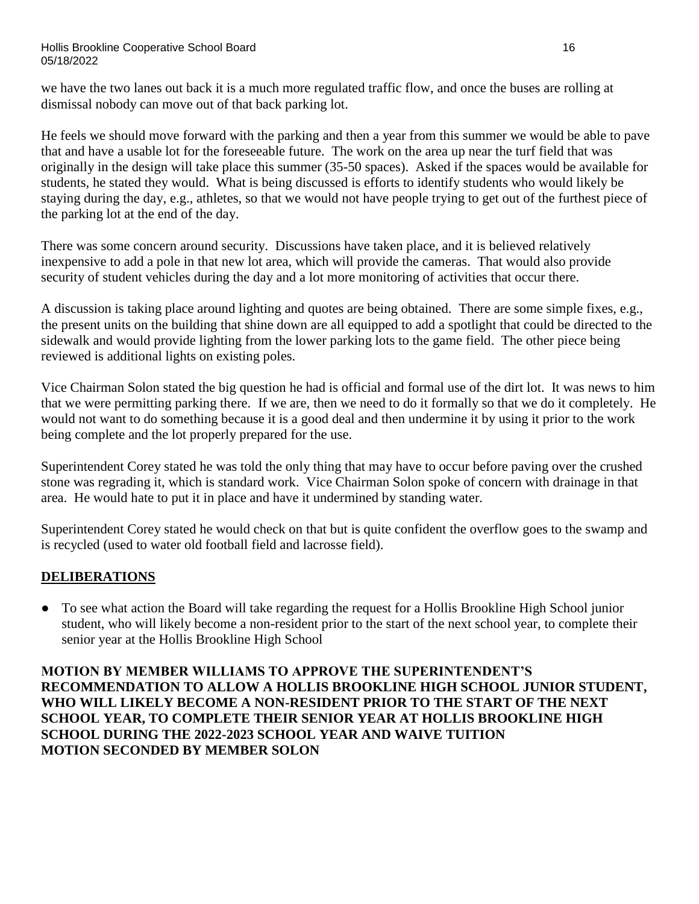we have the two lanes out back it is a much more regulated traffic flow, and once the buses are rolling at dismissal nobody can move out of that back parking lot.

He feels we should move forward with the parking and then a year from this summer we would be able to pave that and have a usable lot for the foreseeable future. The work on the area up near the turf field that was originally in the design will take place this summer (35-50 spaces). Asked if the spaces would be available for students, he stated they would. What is being discussed is efforts to identify students who would likely be staying during the day, e.g., athletes, so that we would not have people trying to get out of the furthest piece of the parking lot at the end of the day.

There was some concern around security. Discussions have taken place, and it is believed relatively inexpensive to add a pole in that new lot area, which will provide the cameras. That would also provide security of student vehicles during the day and a lot more monitoring of activities that occur there.

A discussion is taking place around lighting and quotes are being obtained. There are some simple fixes, e.g., the present units on the building that shine down are all equipped to add a spotlight that could be directed to the sidewalk and would provide lighting from the lower parking lots to the game field. The other piece being reviewed is additional lights on existing poles.

Vice Chairman Solon stated the big question he had is official and formal use of the dirt lot. It was news to him that we were permitting parking there. If we are, then we need to do it formally so that we do it completely. He would not want to do something because it is a good deal and then undermine it by using it prior to the work being complete and the lot properly prepared for the use.

Superintendent Corey stated he was told the only thing that may have to occur before paving over the crushed stone was regrading it, which is standard work. Vice Chairman Solon spoke of concern with drainage in that area. He would hate to put it in place and have it undermined by standing water.

Superintendent Corey stated he would check on that but is quite confident the overflow goes to the swamp and is recycled (used to water old football field and lacrosse field).

## DELIBERATIONS

- To see what action the Board will take regarding the request for a Hollis Brookline High School junior student, who will likely become a non-resident prior to the start of the next school year, to complete their senior year at the Hollis Brookline High School

**MOTION BY MEMBER WILLIAMS TO APPROVE THE SUPERINTENDENT'S RECOMMENDATION TO ALLOW A HOLLIS BROOKLINE HIGH SCHOOL JUNIOR STUDENT, WHO WILL LIKELY BECOME A NON-RESIDENT PRIOR TO THE START OF THE NEXT SCHOOL YEAR, TO COMPLETE THEIR SENIOR YEAR AT HOLLIS BROOKLINE HIGH SCHOOL DURING THE 2022-2023 SCHOOL YEAR AND WAIVE TUITION**
**MOTION SECONDED BY MEMBER SOLON**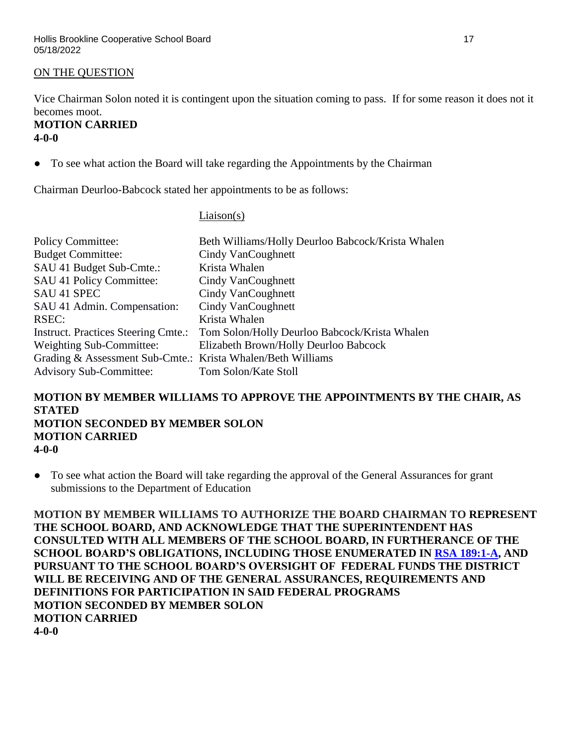ON THE QUESTION

Vice Chairman Solon noted it is contingent upon the situation coming to pass. If for some reason it does not it becomes moot.

**MOTION CARRIED**
**4-0-0**

- To see what action the Board will take regarding the Appointments by the Chairman

Chairman Deurloo-Babcock stated her appointments to be as follows:

| | Liaison(s) |
|---|---|
| Policy Committee: | Beth Williams/Holly Deurloo Babcock/Krista Whalen |
| Budget Committee: | Cindy VanCoughnett |
| SAU 41 Budget Sub-Cmte.: | Krista Whalen |
| SAU 41 Policy Committee: | Cindy VanCoughnett |
| SAU 41 SPEC | Cindy VanCoughnett |
| SAU 41 Admin. Compensation: | Cindy VanCoughnett |
| RSEC: | Krista Whalen |
| Instruct. Practices Steering Cmte.: | Tom Solon/Holly Deurloo Babcock/Krista Whalen |
| Weighting Sub-Committee: | Elizabeth Brown/Holly Deurloo Babcock |
| Grading & Assessment Sub-Cmte.: | Krista Whalen/Beth Williams |
| Advisory Sub-Committee: | Tom Solon/Kate Stoll |

**MOTION BY MEMBER WILLIAMS TO APPROVE THE APPOINTMENTS BY THE CHAIR, AS STATED**
**MOTION SECONDED BY MEMBER SOLON**
**MOTION CARRIED**
**4-0-0**

- To see what action the Board will take regarding the approval of the General Assurances for grant submissions to the Department of Education

**MOTION BY MEMBER WILLIAMS TO AUTHORIZE THE BOARD CHAIRMAN TO REPRESENT THE SCHOOL BOARD, AND ACKNOWLEDGE THAT THE SUPERINTENDENT HAS CONSULTED WITH ALL MEMBERS OF THE SCHOOL BOARD, IN FURTHERANCE OF THE SCHOOL BOARD'S OBLIGATIONS, INCLUDING THOSE ENUMERATED IN RSA 189:1-A, AND PURSUANT TO THE SCHOOL BOARD'S OVERSIGHT OF FEDERAL FUNDS THE DISTRICT WILL BE RECEIVING AND OF THE GENERAL ASSURANCES, REQUIREMENTS AND DEFINITIONS FOR PARTICIPATION IN SAID FEDERAL PROGRAMS**
**MOTION SECONDED BY MEMBER SOLON**
**MOTION CARRIED**
**4-0-0**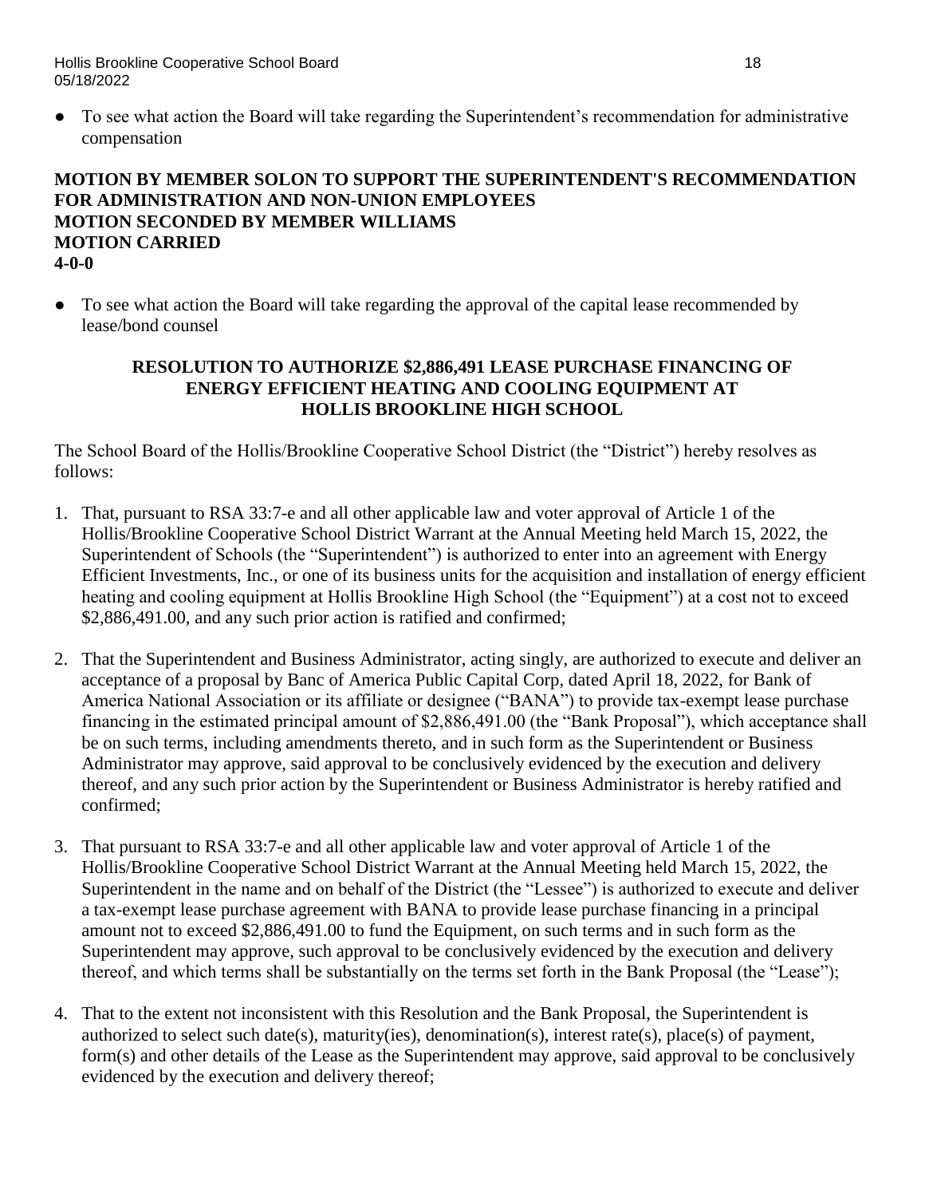- To see what action the Board will take regarding the Superintendent's recommendation for administrative compensation

**MOTION BY MEMBER SOLON TO SUPPORT THE SUPERINTENDENT'S RECOMMENDATION FOR ADMINISTRATION AND NON-UNION EMPLOYEES**
**MOTION SECONDED BY MEMBER WILLIAMS**
**MOTION CARRIED**
**4-0-0**

- To see what action the Board will take regarding the approval of the capital lease recommended by lease/bond counsel

**RESOLUTION TO AUTHORIZE $2,886,491 LEASE PURCHASE FINANCING OF ENERGY EFFICIENT HEATING AND COOLING EQUIPMENT AT HOLLIS BROOKLINE HIGH SCHOOL**

The School Board of the Hollis/Brookline Cooperative School District (the "District") hereby resolves as follows:

1. That, pursuant to RSA 33:7-e and all other applicable law and voter approval of Article 1 of the Hollis/Brookline Cooperative School District Warrant at the Annual Meeting held March 15, 2022, the Superintendent of Schools (the "Superintendent") is authorized to enter into an agreement with Energy Efficient Investments, Inc., or one of its business units for the acquisition and installation of energy efficient heating and cooling equipment at Hollis Brookline High School (the "Equipment") at a cost not to exceed $2,886,491.00, and any such prior action is ratified and confirmed;

2. That the Superintendent and Business Administrator, acting singly, are authorized to execute and deliver an acceptance of a proposal by Banc of America Public Capital Corp, dated April 18, 2022, for Bank of America National Association or its affiliate or designee ("BANA") to provide tax-exempt lease purchase financing in the estimated principal amount of $2,886,491.00 (the "Bank Proposal"), which acceptance shall be on such terms, including amendments thereto, and in such form as the Superintendent or Business Administrator may approve, said approval to be conclusively evidenced by the execution and delivery thereof, and any such prior action by the Superintendent or Business Administrator is hereby ratified and confirmed;

3. That pursuant to RSA 33:7-e and all other applicable law and voter approval of Article 1 of the Hollis/Brookline Cooperative School District Warrant at the Annual Meeting held March 15, 2022, the Superintendent in the name and on behalf of the District (the "Lessee") is authorized to execute and deliver a tax-exempt lease purchase agreement with BANA to provide lease purchase financing in a principal amount not to exceed $2,886,491.00 to fund the Equipment, on such terms and in such form as the Superintendent may approve, such approval to be conclusively evidenced by the execution and delivery thereof, and which terms shall be substantially on the terms set forth in the Bank Proposal (the "Lease");

4. That to the extent not inconsistent with this Resolution and the Bank Proposal, the Superintendent is authorized to select such date(s), maturity(ies), denomination(s), interest rate(s), place(s) of payment, form(s) and other details of the Lease as the Superintendent may approve, said approval to be conclusively evidenced by the execution and delivery thereof;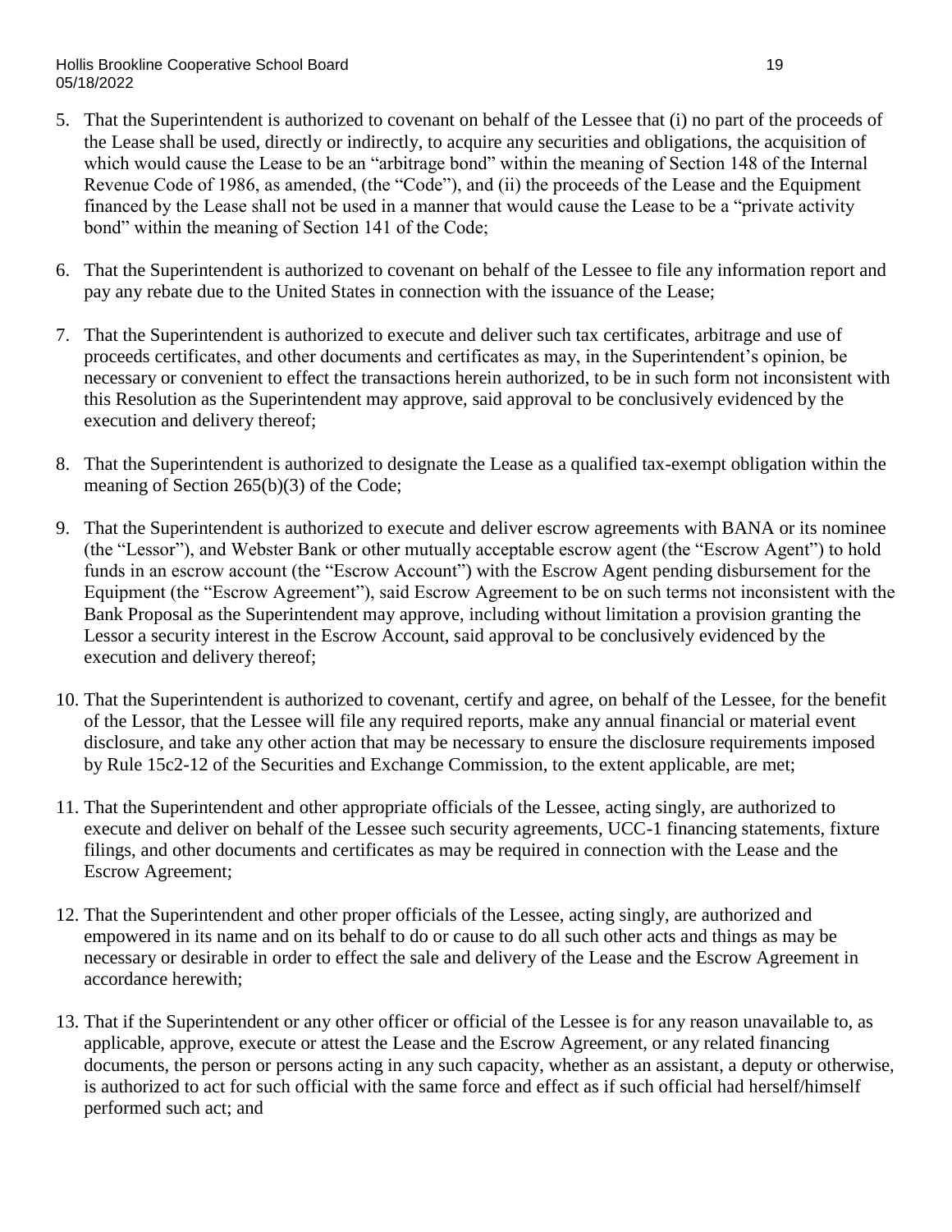5. That the Superintendent is authorized to covenant on behalf of the Lessee that (i) no part of the proceeds of the Lease shall be used, directly or indirectly, to acquire any securities and obligations, the acquisition of which would cause the Lease to be an "arbitrage bond" within the meaning of Section 148 of the Internal Revenue Code of 1986, as amended, (the "Code"), and (ii) the proceeds of the Lease and the Equipment financed by the Lease shall not be used in a manner that would cause the Lease to be a "private activity bond" within the meaning of Section 141 of the Code;

6. That the Superintendent is authorized to covenant on behalf of the Lessee to file any information report and pay any rebate due to the United States in connection with the issuance of the Lease;

7. That the Superintendent is authorized to execute and deliver such tax certificates, arbitrage and use of proceeds certificates, and other documents and certificates as may, in the Superintendent's opinion, be necessary or convenient to effect the transactions herein authorized, to be in such form not inconsistent with this Resolution as the Superintendent may approve, said approval to be conclusively evidenced by the execution and delivery thereof;

8. That the Superintendent is authorized to designate the Lease as a qualified tax-exempt obligation within the meaning of Section 265(b)(3) of the Code;

9. That the Superintendent is authorized to execute and deliver escrow agreements with BANA or its nominee (the "Lessor"), and Webster Bank or other mutually acceptable escrow agent (the "Escrow Agent") to hold funds in an escrow account (the "Escrow Account") with the Escrow Agent pending disbursement for the Equipment (the "Escrow Agreement"), said Escrow Agreement to be on such terms not inconsistent with the Bank Proposal as the Superintendent may approve, including without limitation a provision granting the Lessor a security interest in the Escrow Account, said approval to be conclusively evidenced by the execution and delivery thereof;

10. That the Superintendent is authorized to covenant, certify and agree, on behalf of the Lessee, for the benefit of the Lessor, that the Lessee will file any required reports, make any annual financial or material event disclosure, and take any other action that may be necessary to ensure the disclosure requirements imposed by Rule 15c2-12 of the Securities and Exchange Commission, to the extent applicable, are met;

11. That the Superintendent and other appropriate officials of the Lessee, acting singly, are authorized to execute and deliver on behalf of the Lessee such security agreements, UCC-1 financing statements, fixture filings, and other documents and certificates as may be required in connection with the Lease and the Escrow Agreement;

12. That the Superintendent and other proper officials of the Lessee, acting singly, are authorized and empowered in its name and on its behalf to do or cause to do all such other acts and things as may be necessary or desirable in order to effect the sale and delivery of the Lease and the Escrow Agreement in accordance herewith;

13. That if the Superintendent or any other officer or official of the Lessee is for any reason unavailable to, as applicable, approve, execute or attest the Lease and the Escrow Agreement, or any related financing documents, the person or persons acting in any such capacity, whether as an assistant, a deputy or otherwise, is authorized to act for such official with the same force and effect as if such official had herself/himself performed such act; and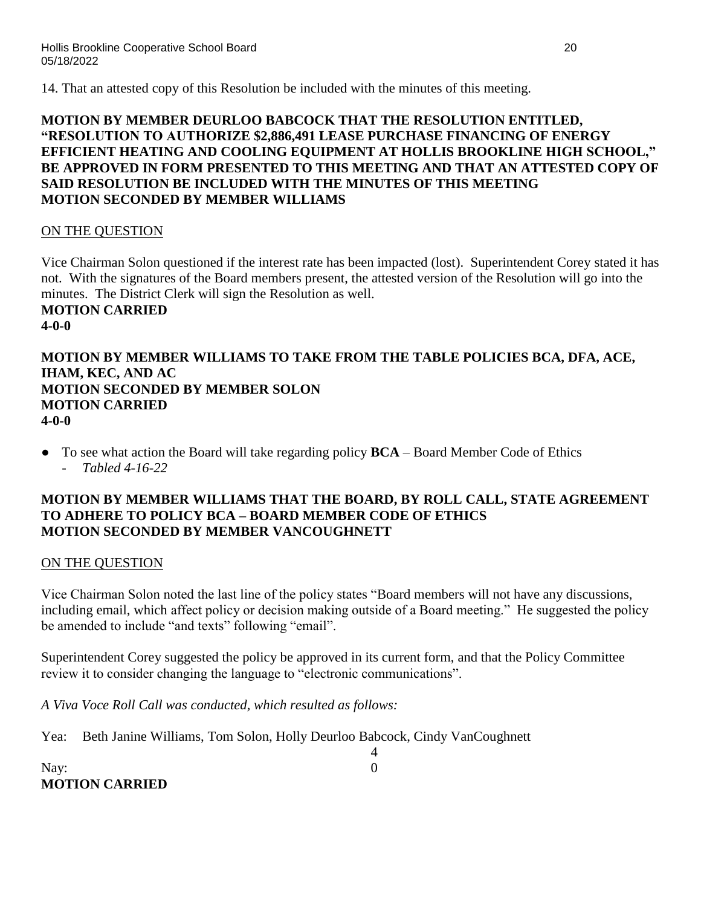14. That an attested copy of this Resolution be included with the minutes of this meeting.

**MOTION BY MEMBER DEURLOO BABCOCK THAT THE RESOLUTION ENTITLED, "RESOLUTION TO AUTHORIZE $2,886,491 LEASE PURCHASE FINANCING OF ENERGY EFFICIENT HEATING AND COOLING EQUIPMENT AT HOLLIS BROOKLINE HIGH SCHOOL," BE APPROVED IN FORM PRESENTED TO THIS MEETING AND THAT AN ATTESTED COPY OF SAID RESOLUTION BE INCLUDED WITH THE MINUTES OF THIS MEETING**
**MOTION SECONDED BY MEMBER WILLIAMS**

<u>ON THE QUESTION</u>

Vice Chairman Solon questioned if the interest rate has been impacted (lost). Superintendent Corey stated it has not. With the signatures of the Board members present, the attested version of the Resolution will go into the minutes. The District Clerk will sign the Resolution as well.

**MOTION CARRIED**
**4-0-0**

**MOTION BY MEMBER WILLIAMS TO TAKE FROM THE TABLE POLICIES BCA, DFA, ACE, IHAM, KEC, AND AC**
**MOTION SECONDED BY MEMBER SOLON**
**MOTION CARRIED**
**4-0-0**

- To see what action the Board will take regarding policy **BCA** – Board Member Code of Ethics
  - *Tabled 4-16-22*

**MOTION BY MEMBER WILLIAMS THAT THE BOARD, BY ROLL CALL, STATE AGREEMENT TO ADHERE TO POLICY BCA – BOARD MEMBER CODE OF ETHICS**
**MOTION SECONDED BY MEMBER VANCOUGHNETT**

<u>ON THE QUESTION</u>

Vice Chairman Solon noted the last line of the policy states "Board members will not have any discussions, including email, which affect policy or decision making outside of a Board meeting." He suggested the policy be amended to include "and texts" following "email".

Superintendent Corey suggested the policy be approved in its current form, and that the Policy Committee review it to consider changing the language to "electronic communications".

*A Viva Voce Roll Call was conducted, which resulted as follows:*

Yea: Beth Janine Williams, Tom Solon, Holly Deurloo Babcock, Cindy VanCoughnett 4

Nay: 0

**MOTION CARRIED**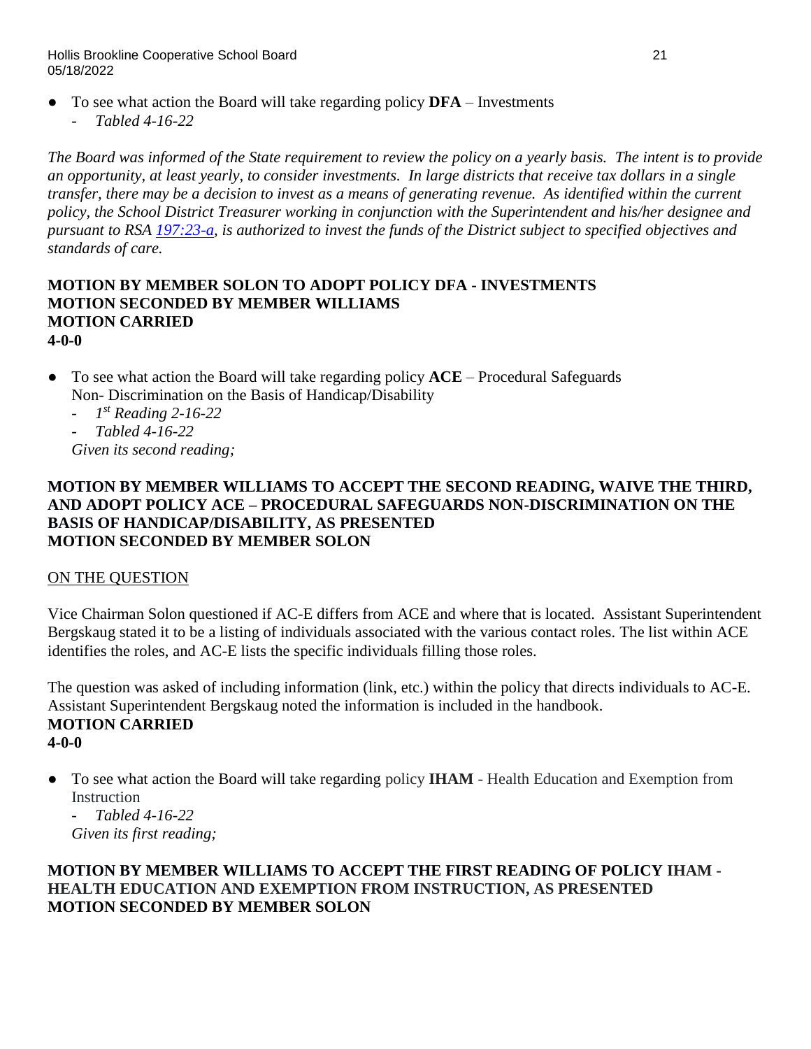- To see what action the Board will take regarding policy **DFA** – Investments
    - *Tabled 4-16-22*

*The Board was informed of the State requirement to review the policy on a yearly basis. The intent is to provide an opportunity, at least yearly, to consider investments. In large districts that receive tax dollars in a single transfer, there may be a decision to invest as a means of generating revenue. As identified within the current policy, the School District Treasurer working in conjunction with the Superintendent and his/her designee and pursuant to RSA 197:23-a, is authorized to invest the funds of the District subject to specified objectives and standards of care.*

**MOTION BY MEMBER SOLON TO ADOPT POLICY DFA - INVESTMENTS**
**MOTION SECONDED BY MEMBER WILLIAMS**
**MOTION CARRIED**
**4-0-0**

- To see what action the Board will take regarding policy **ACE** – Procedural Safeguards Non- Discrimination on the Basis of Handicap/Disability
    - *1st Reading 2-16-22*
    - *Tabled 4-16-22*

  *Given its second reading;*

**MOTION BY MEMBER WILLIAMS TO ACCEPT THE SECOND READING, WAIVE THE THIRD, AND ADOPT POLICY ACE – PROCEDURAL SAFEGUARDS NON-DISCRIMINATION ON THE BASIS OF HANDICAP/DISABILITY, AS PRESENTED**
**MOTION SECONDED BY MEMBER SOLON**

ON THE QUESTION

Vice Chairman Solon questioned if AC-E differs from ACE and where that is located. Assistant Superintendent Bergskaug stated it to be a listing of individuals associated with the various contact roles. The list within ACE identifies the roles, and AC-E lists the specific individuals filling those roles.

The question was asked of including information (link, etc.) within the policy that directs individuals to AC-E. Assistant Superintendent Bergskaug noted the information is included in the handbook.

**MOTION CARRIED**
**4-0-0**

- To see what action the Board will take regarding policy **IHAM** - Health Education and Exemption from Instruction
    - *Tabled 4-16-22*

  *Given its first reading;*

**MOTION BY MEMBER WILLIAMS TO ACCEPT THE FIRST READING OF POLICY IHAM - HEALTH EDUCATION AND EXEMPTION FROM INSTRUCTION, AS PRESENTED**
**MOTION SECONDED BY MEMBER SOLON**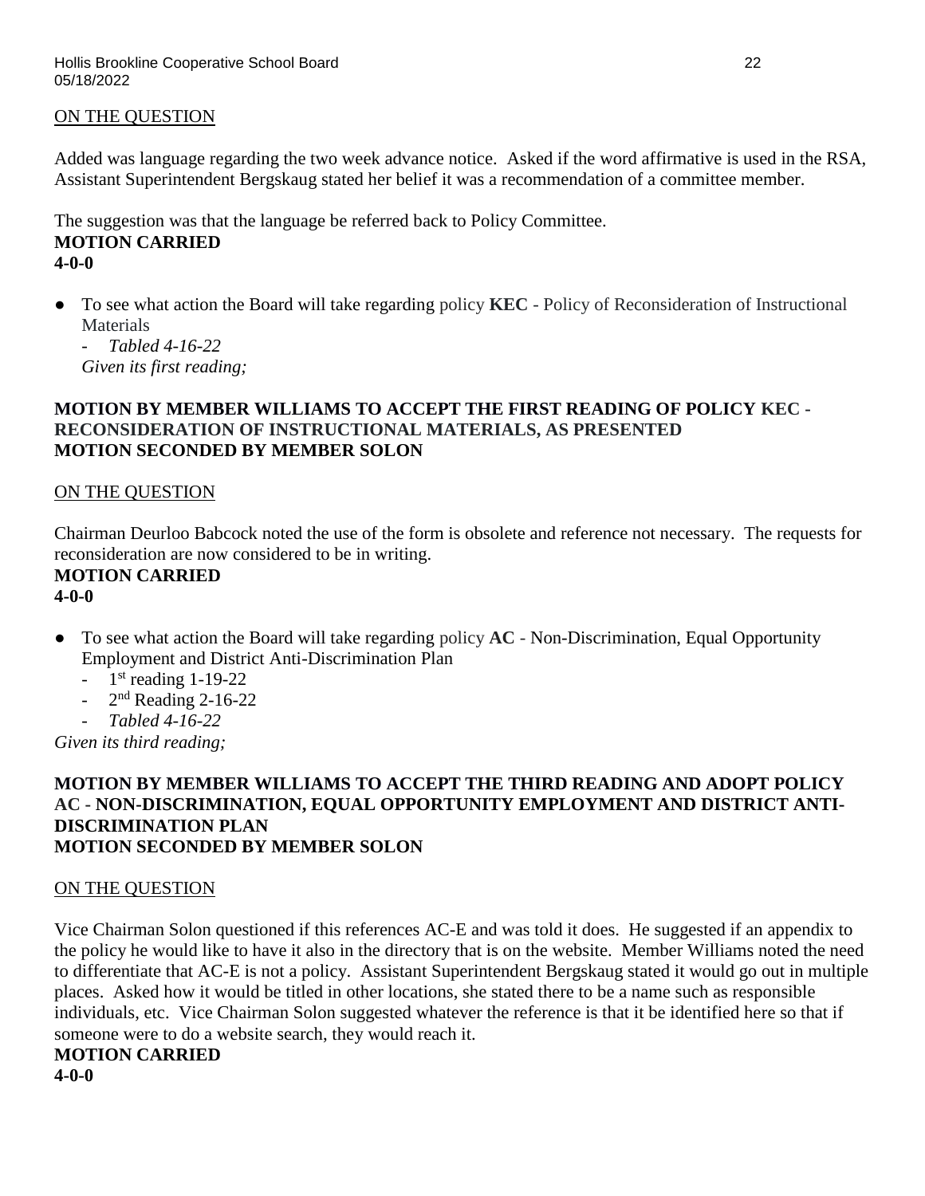ON THE QUESTION

Added was language regarding the two week advance notice. Asked if the word affirmative is used in the RSA, Assistant Superintendent Bergskaug stated her belief it was a recommendation of a committee member.

The suggestion was that the language be referred back to Policy Committee.

**MOTION CARRIED**
**4-0-0**

- To see what action the Board will take regarding policy **KEC** - Policy of Reconsideration of Instructional Materials
  - *Tabled 4-16-22*

  *Given its first reading;*

**MOTION BY MEMBER WILLIAMS TO ACCEPT THE FIRST READING OF POLICY KEC - RECONSIDERATION OF INSTRUCTIONAL MATERIALS, AS PRESENTED**
**MOTION SECONDED BY MEMBER SOLON**

ON THE QUESTION

Chairman Deurloo Babcock noted the use of the form is obsolete and reference not necessary. The requests for reconsideration are now considered to be in writing.

**MOTION CARRIED**
**4-0-0**

- To see what action the Board will take regarding policy **AC** - Non-Discrimination, Equal Opportunity Employment and District Anti-Discrimination Plan
  - 1st reading 1-19-22
  - 2nd Reading 2-16-22
  - *Tabled 4-16-22*

*Given its third reading;*

**MOTION BY MEMBER WILLIAMS TO ACCEPT THE THIRD READING AND ADOPT POLICY AC - NON-DISCRIMINATION, EQUAL OPPORTUNITY EMPLOYMENT AND DISTRICT ANTI-DISCRIMINATION PLAN**
**MOTION SECONDED BY MEMBER SOLON**

ON THE QUESTION

Vice Chairman Solon questioned if this references AC-E and was told it does. He suggested if an appendix to the policy he would like to have it also in the directory that is on the website. Member Williams noted the need to differentiate that AC-E is not a policy. Assistant Superintendent Bergskaug stated it would go out in multiple places. Asked how it would be titled in other locations, she stated there to be a name such as responsible individuals, etc. Vice Chairman Solon suggested whatever the reference is that it be identified here so that if someone were to do a website search, they would reach it.

**MOTION CARRIED**
**4-0-0**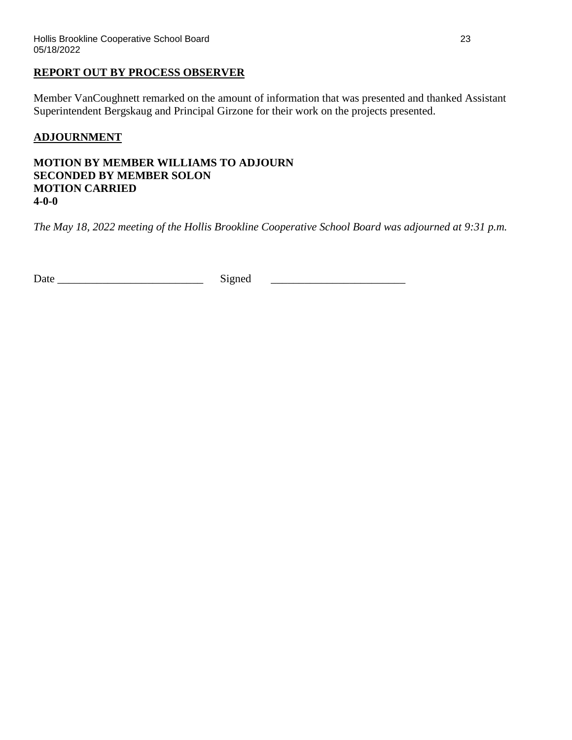**REPORT OUT BY PROCESS OBSERVER**

Member VanCoughnett remarked on the amount of information that was presented and thanked Assistant Superintendent Bergskaug and Principal Girzone for their work on the projects presented.

**ADJOURNMENT**

**MOTION BY MEMBER WILLIAMS TO ADJOURN**
**SECONDED BY MEMBER SOLON**
**MOTION CARRIED**
**4-0-0**

*The May 18, 2022 meeting of the Hollis Brookline Cooperative School Board was adjourned at 9:31 p.m.*

Date ___________________________ Signed _________________________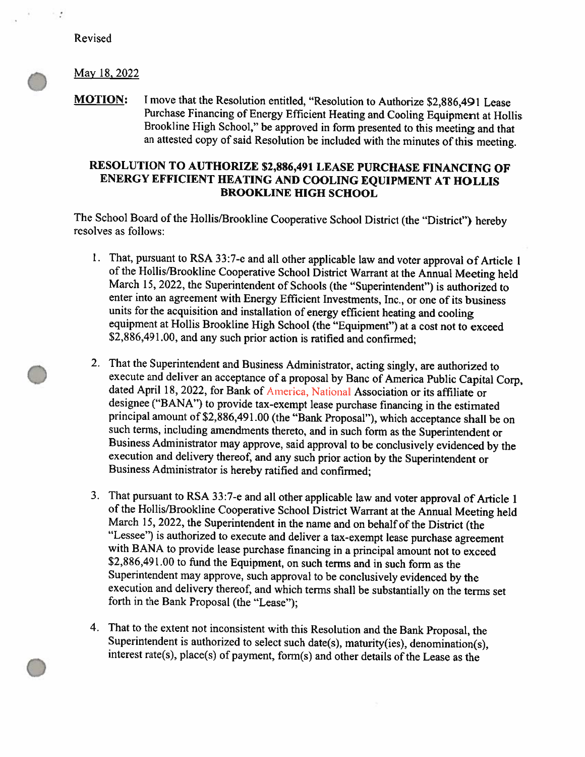Revised

May 18, 2022

**MOTION:** I move that the Resolution entitled, "Resolution to Authorize $2,886,491 Lease Purchase Financing of Energy Efficient Heating and Cooling Equipment at Hollis Brookline High School," be approved in form presented to this meeting and that an attested copy of said Resolution be included with the minutes of this meeting.

**RESOLUTION TO AUTHORIZE $2,886,491 LEASE PURCHASE FINANCING OF ENERGY EFFICIENT HEATING AND COOLING EQUIPMENT AT HOLLIS BROOKLINE HIGH SCHOOL**

The School Board of the Hollis/Brookline Cooperative School District (the "District") hereby resolves as follows:

1. That, pursuant to RSA 33:7-e and all other applicable law and voter approval of Article 1 of the Hollis/Brookline Cooperative School District Warrant at the Annual Meeting held March 15, 2022, the Superintendent of Schools (the "Superintendent") is authorized to enter into an agreement with Energy Efficient Investments, Inc., or one of its business units for the acquisition and installation of energy efficient heating and cooling equipment at Hollis Brookline High School (the "Equipment") at a cost not to exceed $2,886,491.00, and any such prior action is ratified and confirmed;

2. That the Superintendent and Business Administrator, acting singly, are authorized to execute and deliver an acceptance of a proposal by Banc of America Public Capital Corp, dated April 18, 2022, for Bank of America, National Association or its affiliate or designee ("BANA") to provide tax-exempt lease purchase financing in the estimated principal amount of $2,886,491.00 (the "Bank Proposal"), which acceptance shall be on such terms, including amendments thereto, and in such form as the Superintendent or Business Administrator may approve, said approval to be conclusively evidenced by the execution and delivery thereof, and any such prior action by the Superintendent or Business Administrator is hereby ratified and confirmed;

3. That pursuant to RSA 33:7-e and all other applicable law and voter approval of Article 1 of the Hollis/Brookline Cooperative School District Warrant at the Annual Meeting held March 15, 2022, the Superintendent in the name and on behalf of the District (the "Lessee") is authorized to execute and deliver a tax-exempt lease purchase agreement with BANA to provide lease purchase financing in a principal amount not to exceed $2,886,491.00 to fund the Equipment, on such terms and in such form as the Superintendent may approve, such approval to be conclusively evidenced by the execution and delivery thereof, and which terms shall be substantially on the terms set forth in the Bank Proposal (the "Lease");

4. That to the extent not inconsistent with this Resolution and the Bank Proposal, the Superintendent is authorized to select such date(s), maturity(ies), denomination(s), interest rate(s), place(s) of payment, form(s) and other details of the Lease as the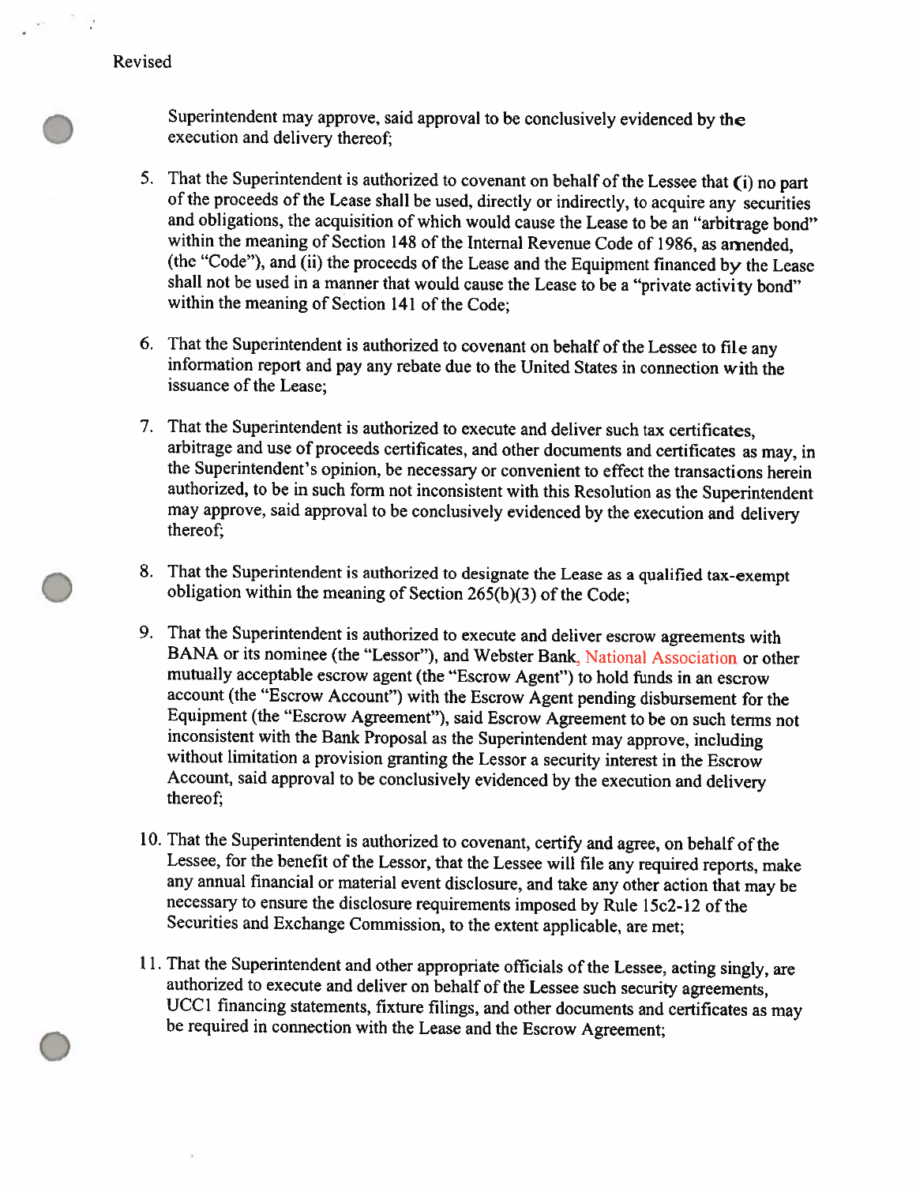Revised

Superintendent may approve, said approval to be conclusively evidenced by the execution and delivery thereof;

5. That the Superintendent is authorized to covenant on behalf of the Lessee that (i) no part of the proceeds of the Lease shall be used, directly or indirectly, to acquire any securities and obligations, the acquisition of which would cause the Lease to be an "arbitrage bond" within the meaning of Section 148 of the Internal Revenue Code of 1986, as amended, (the "Code"), and (ii) the proceeds of the Lease and the Equipment financed by the Lease shall not be used in a manner that would cause the Lease to be a "private activity bond" within the meaning of Section 141 of the Code;

6. That the Superintendent is authorized to covenant on behalf of the Lessee to file any information report and pay any rebate due to the United States in connection with the issuance of the Lease;

7. That the Superintendent is authorized to execute and deliver such tax certificates, arbitrage and use of proceeds certificates, and other documents and certificates as may, in the Superintendent's opinion, be necessary or convenient to effect the transactions herein authorized, to be in such form not inconsistent with this Resolution as the Superintendent may approve, said approval to be conclusively evidenced by the execution and delivery thereof;

8. That the Superintendent is authorized to designate the Lease as a qualified tax-exempt obligation within the meaning of Section 265(b)(3) of the Code;

9. That the Superintendent is authorized to execute and deliver escrow agreements with BANA or its nominee (the "Lessor"), and Webster Bank, National Association or other mutually acceptable escrow agent (the "Escrow Agent") to hold funds in an escrow account (the "Escrow Account") with the Escrow Agent pending disbursement for the Equipment (the "Escrow Agreement"), said Escrow Agreement to be on such terms not inconsistent with the Bank Proposal as the Superintendent may approve, including without limitation a provision granting the Lessor a security interest in the Escrow Account, said approval to be conclusively evidenced by the execution and delivery thereof;

10. That the Superintendent is authorized to covenant, certify and agree, on behalf of the Lessee, for the benefit of the Lessor, that the Lessee will file any required reports, make any annual financial or material event disclosure, and take any other action that may be necessary to ensure the disclosure requirements imposed by Rule 15c2-12 of the Securities and Exchange Commission, to the extent applicable, are met;

11. That the Superintendent and other appropriate officials of the Lessee, acting singly, are authorized to execute and deliver on behalf of the Lessee such security agreements, UCC1 financing statements, fixture filings, and other documents and certificates as may be required in connection with the Lease and the Escrow Agreement;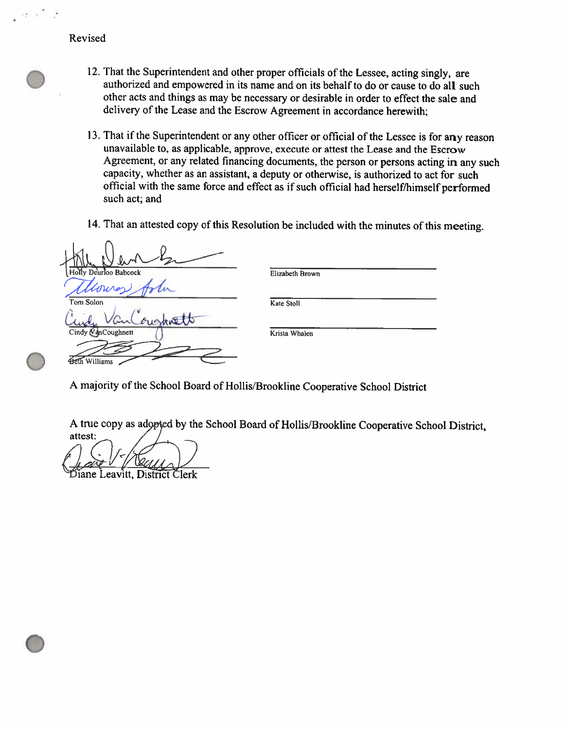Revised

12. That the Superintendent and other proper officials of the Lessee, acting singly, are authorized and empowered in its name and on its behalf to do or cause to do all such other acts and things as may be necessary or desirable in order to effect the sale and delivery of the Lease and the Escrow Agreement in accordance herewith;

13. That if the Superintendent or any other officer or official of the Lessee is for any reason unavailable to, as applicable, approve, execute or attest the Lease and the Escrow Agreement, or any related financing documents, the person or persons acting in any such capacity, whether as an assistant, a deputy or otherwise, is authorized to act for such official with the same force and effect as if such official had herself/himself performed such act; and

14. That an attested copy of this Resolution be included with the minutes of this meeting.

| | |
|---|---|
| Holly Deurloo Babcock | Elizabeth Brown |
| Tom Solon | Kate Stoll |
| Cindy VanCoughnett | Krista Whalen |
| Beth Williams | |

A majority of the School Board of Hollis/Brookline Cooperative School District

A true copy as adopted by the School Board of Hollis/Brookline Cooperative School District, attest:

Diane Leavitt, District Clerk